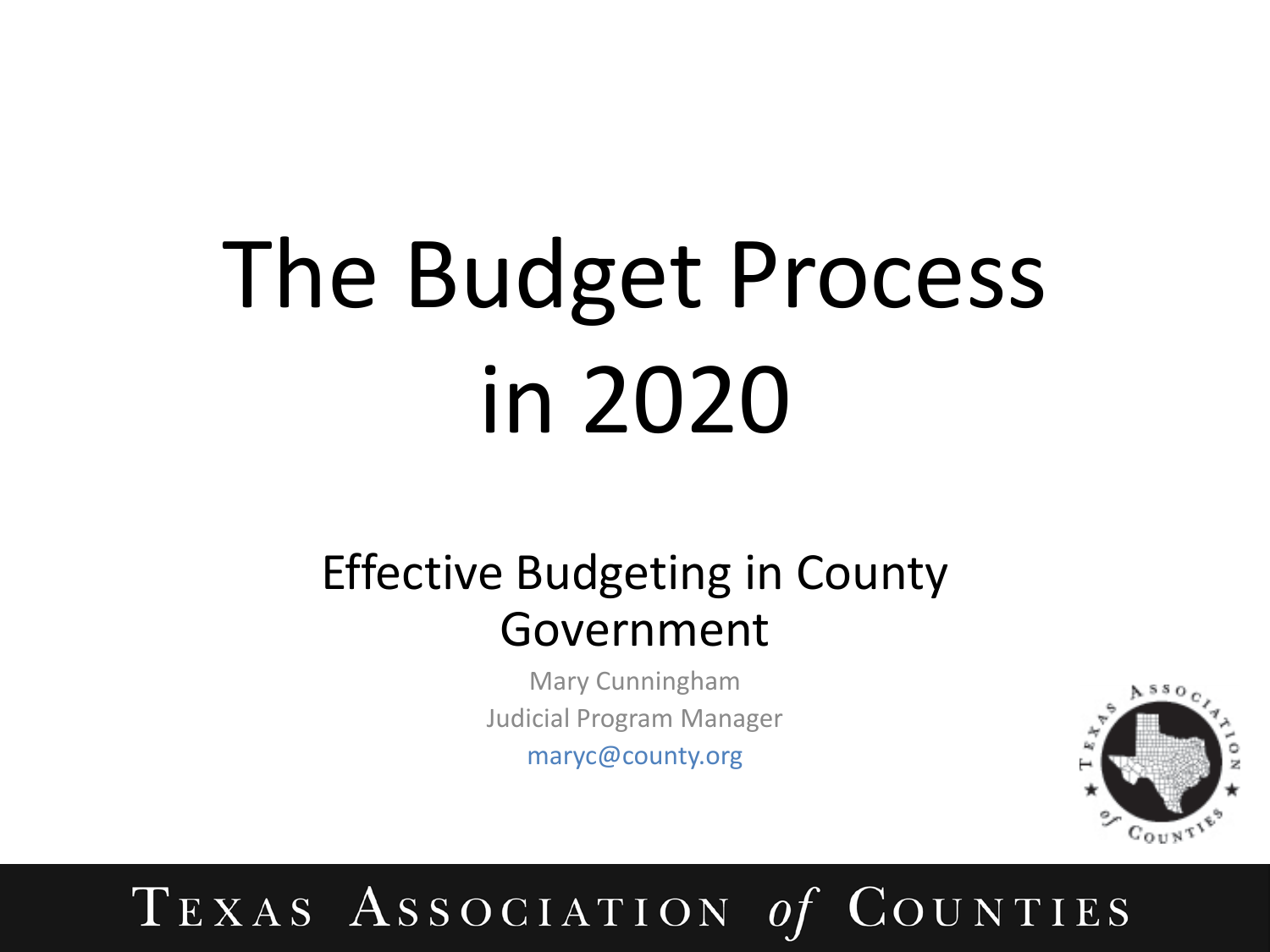# The Budget Process in 2020

## Effective Budgeting in County Government

Mary Cunningham

Judicial Program Manager

maryc@county.org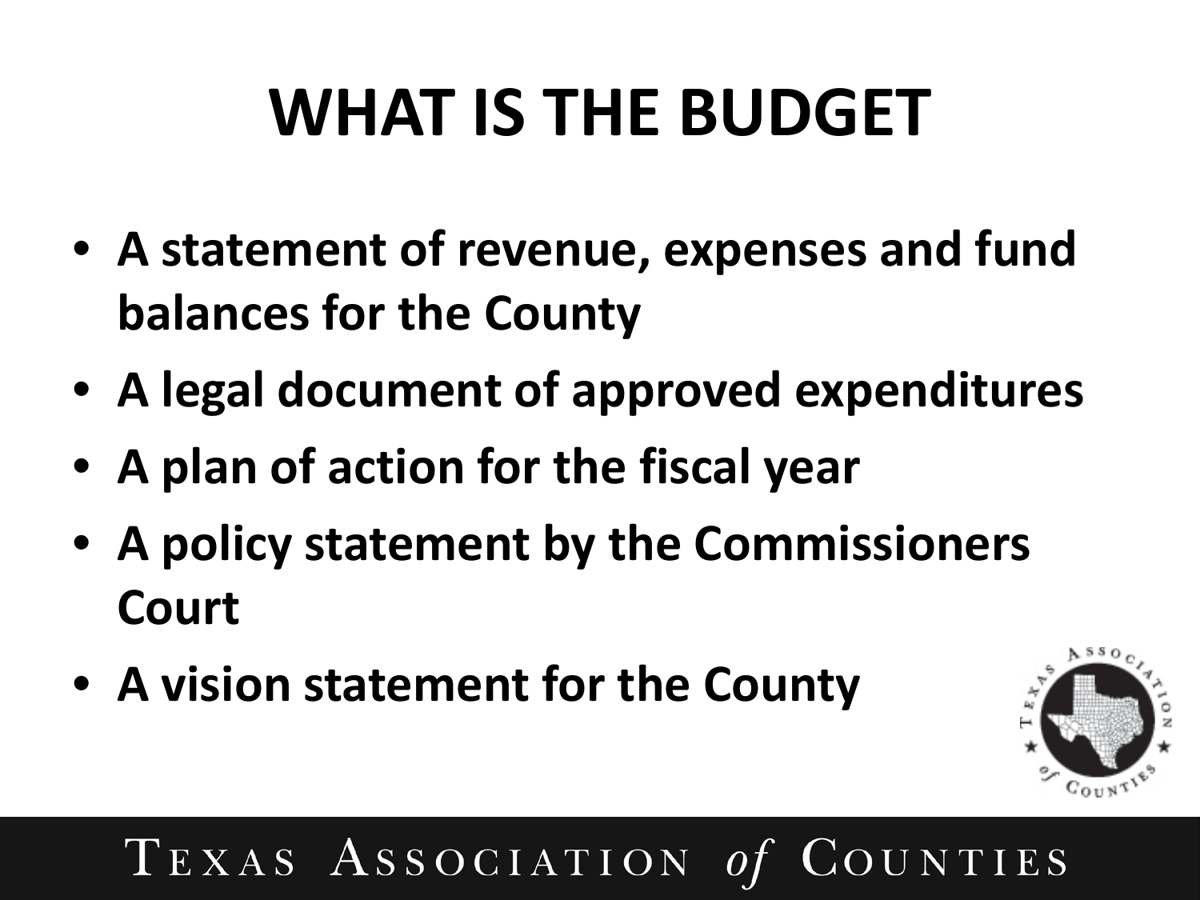# WHAT IS THE BUDGET

- **A statement of revenue, expenses and fund balances for the County**
- **A legal document of approved expenditures**
- **A plan of action for the fiscal year**
- **A policy statement by the Commissioners Court**
- **A vision statement for the County**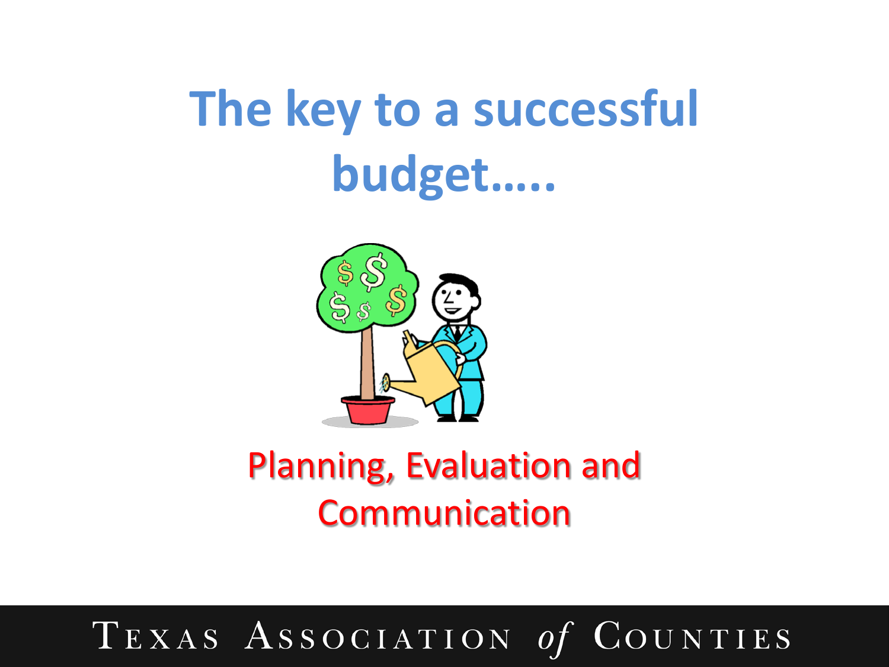# The key to a successful budget…..

Planning, Evaluation and Communication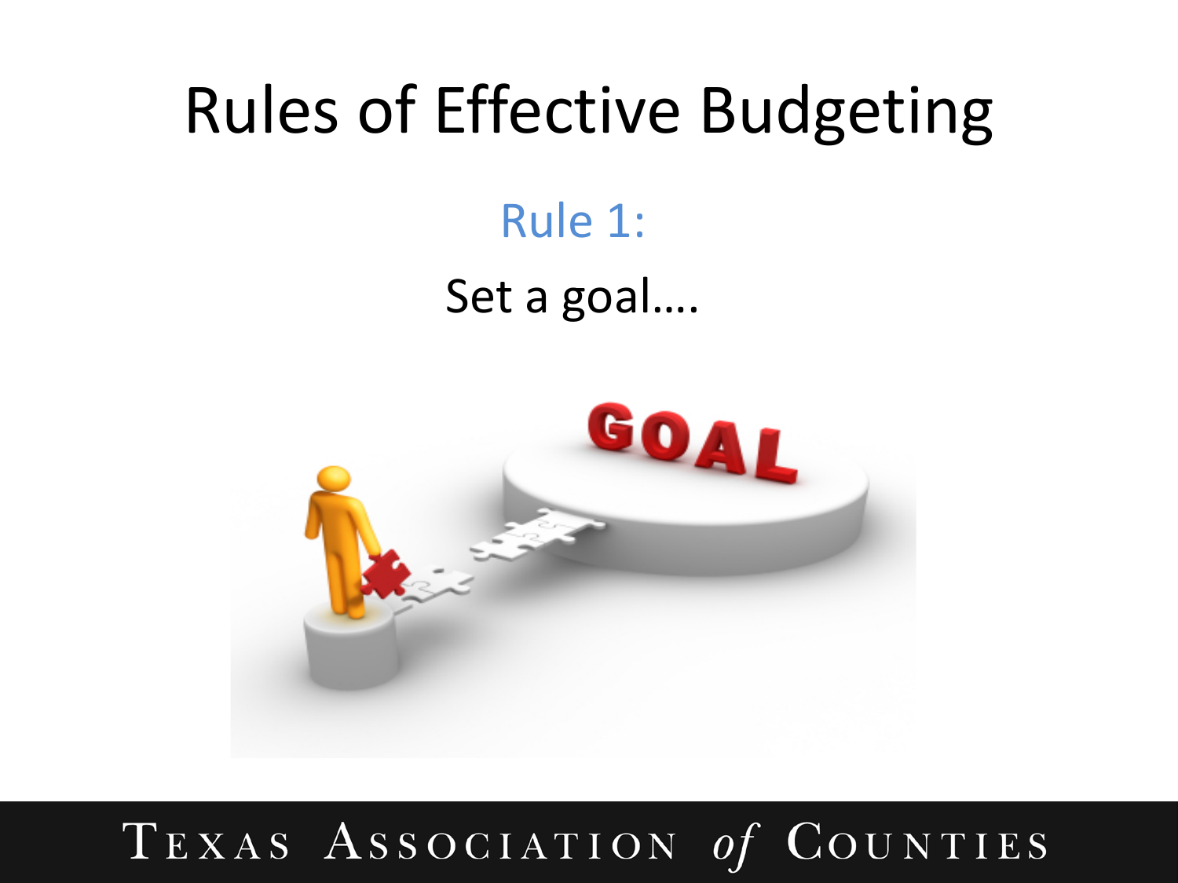# Rules of Effective Budgeting

Rule 1:

Set a goal….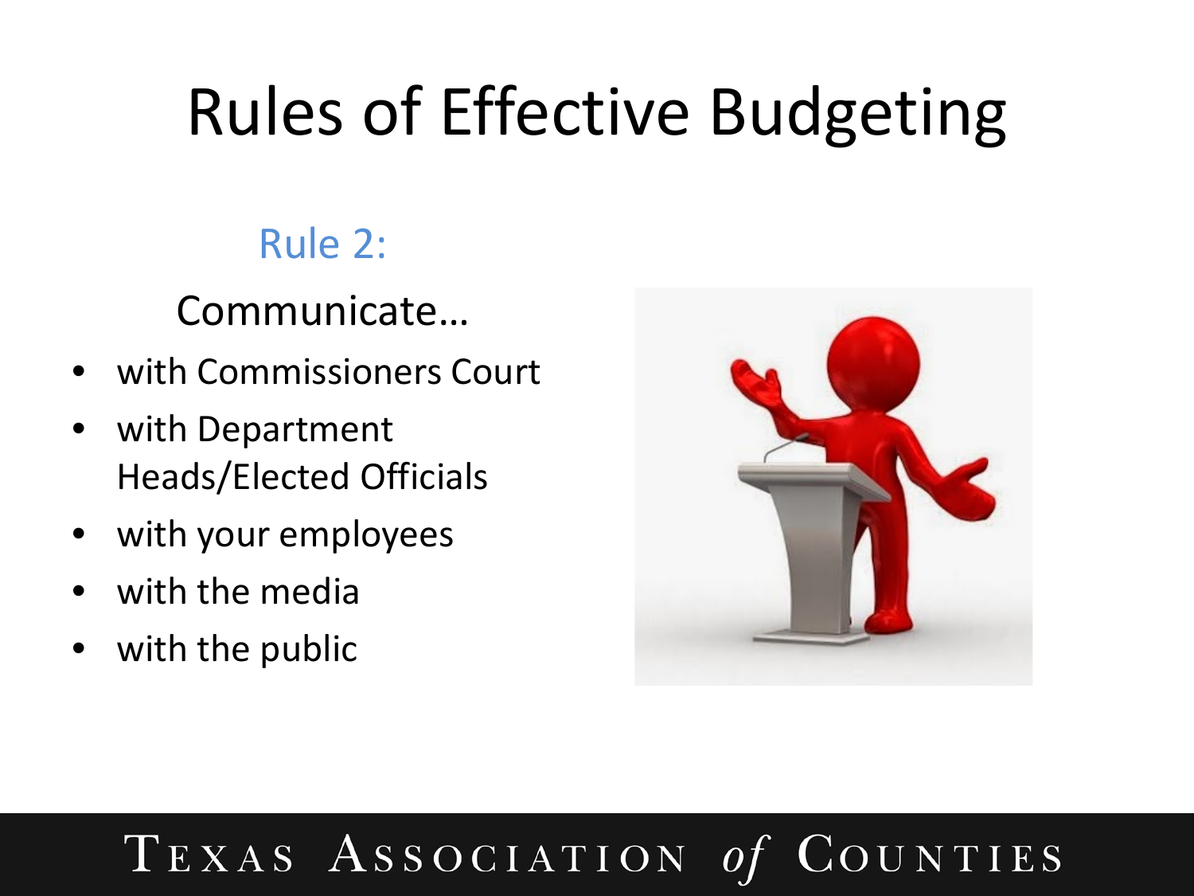# Rules of Effective Budgeting

## Rule 2:

Communicate…

- with Commissioners Court
- with Department Heads/Elected Officials
- with your employees
- with the media
- with the public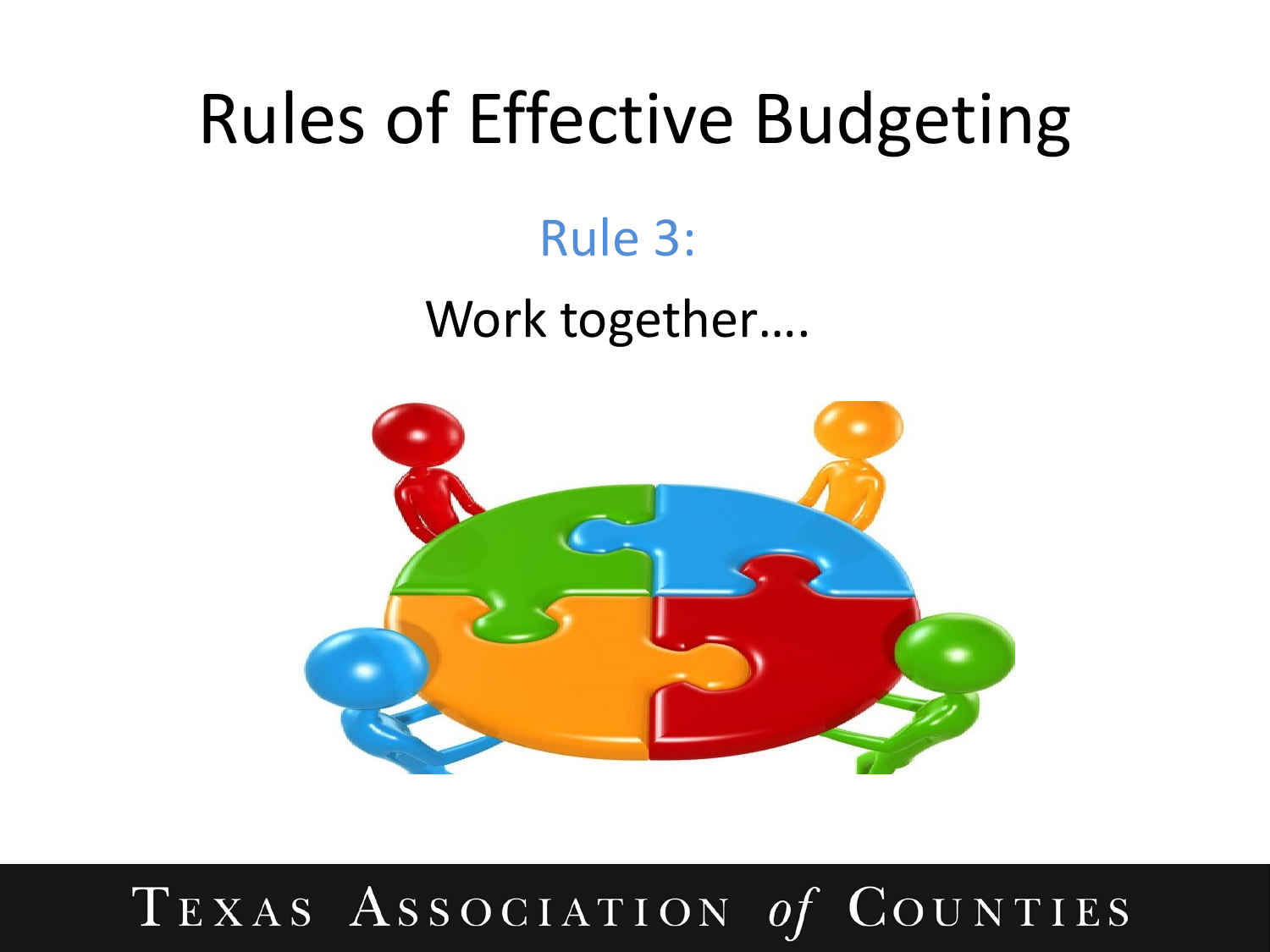# Rules of Effective Budgeting

## Rule 3:

Work together….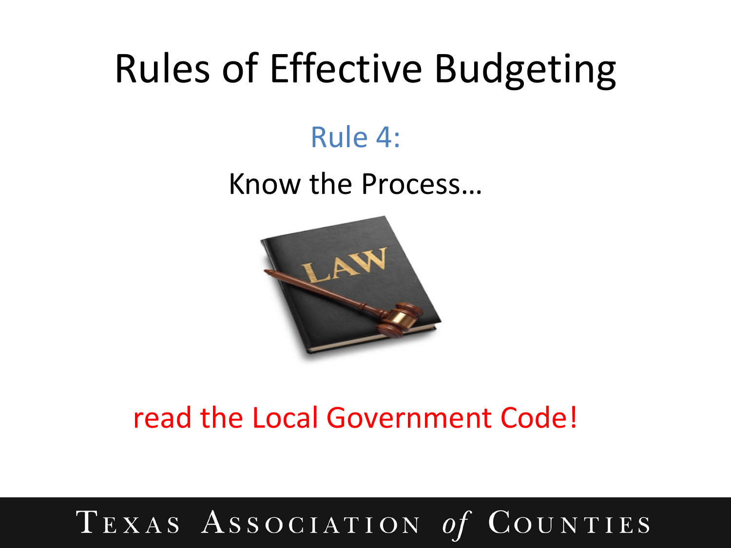# Rules of Effective Budgeting

## Rule 4:

Know the Process…

read the Local Government Code!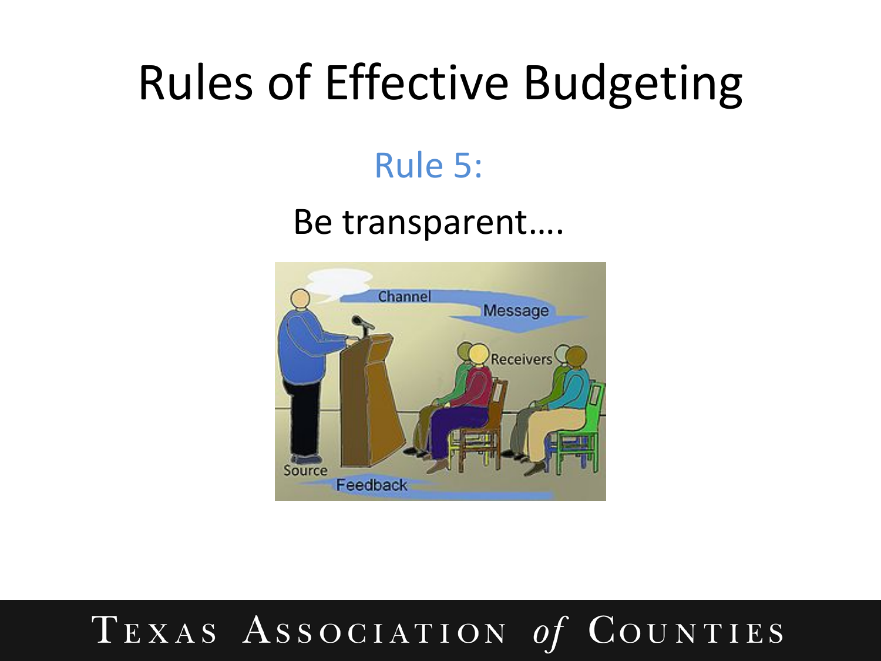# Rules of Effective Budgeting

## Rule 5:

Be transparent….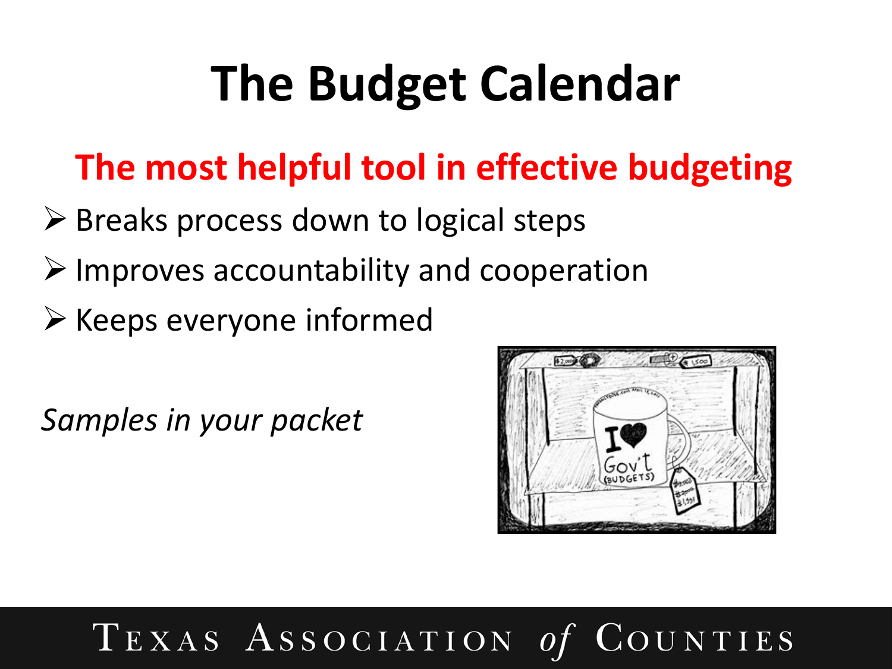# The Budget Calendar

## The most helpful tool in effective budgeting

- Breaks process down to logical steps
- Improves accountability and cooperation
- Keeps everyone informed

*Samples in your packet*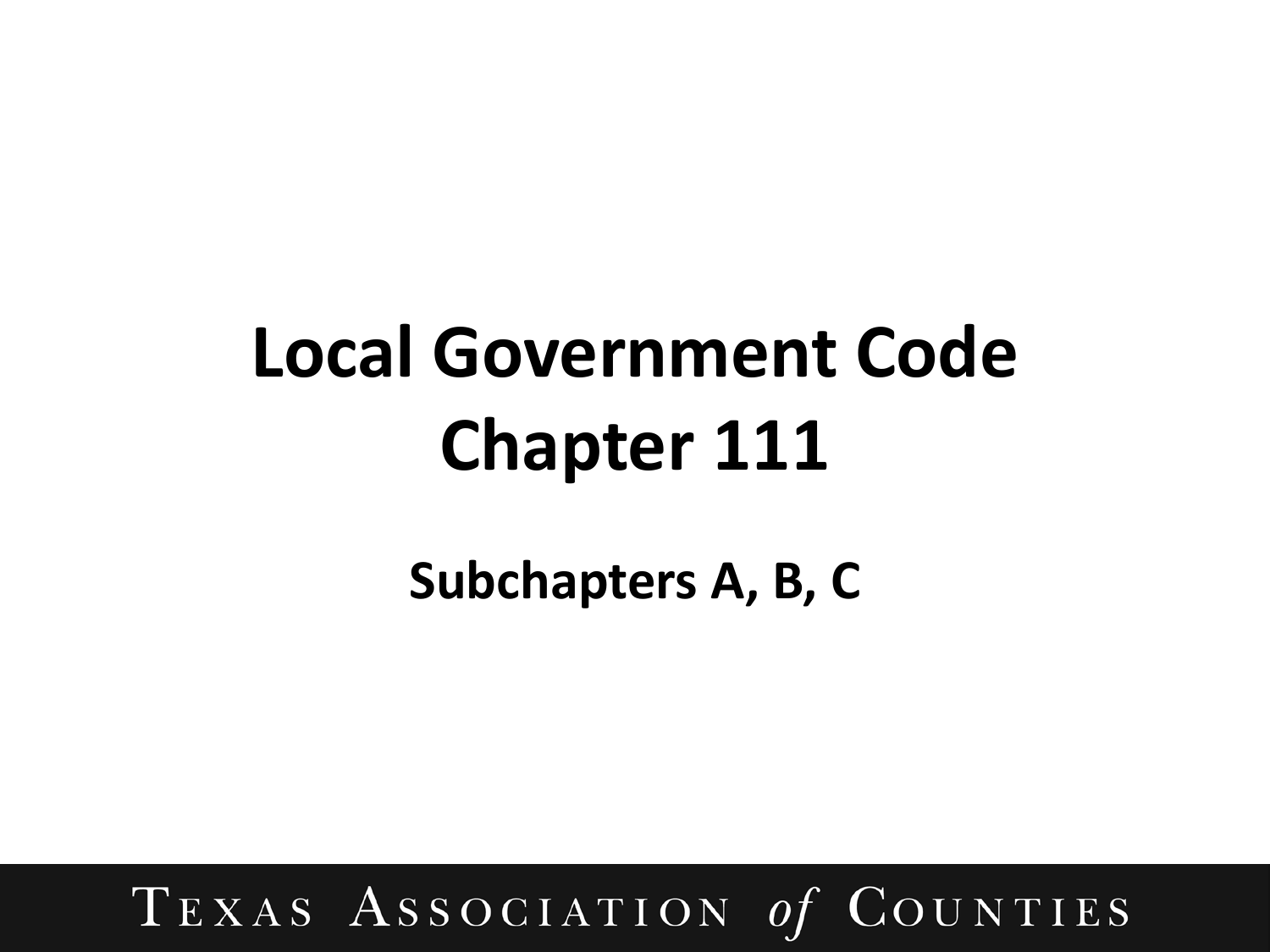# Local Government Code Chapter 111

## Subchapters A, B, C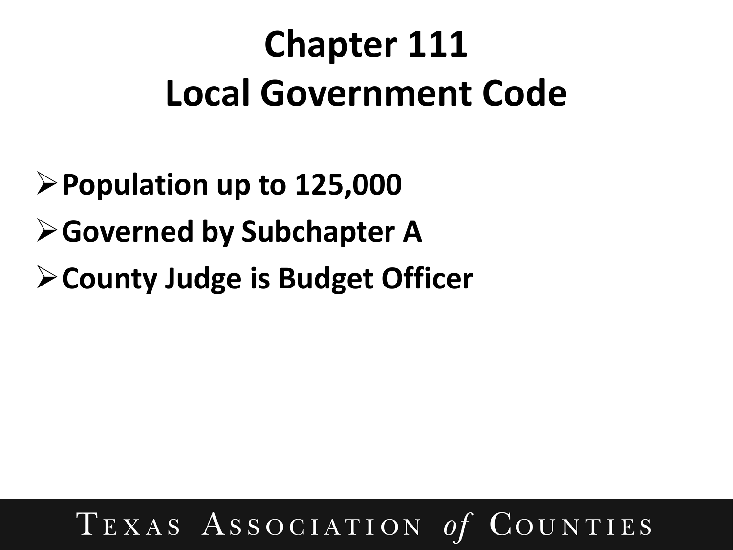# Chapter 111
# Local Government Code

- **Population up to 125,000**
- **Governed by Subchapter A**
- **County Judge is Budget Officer**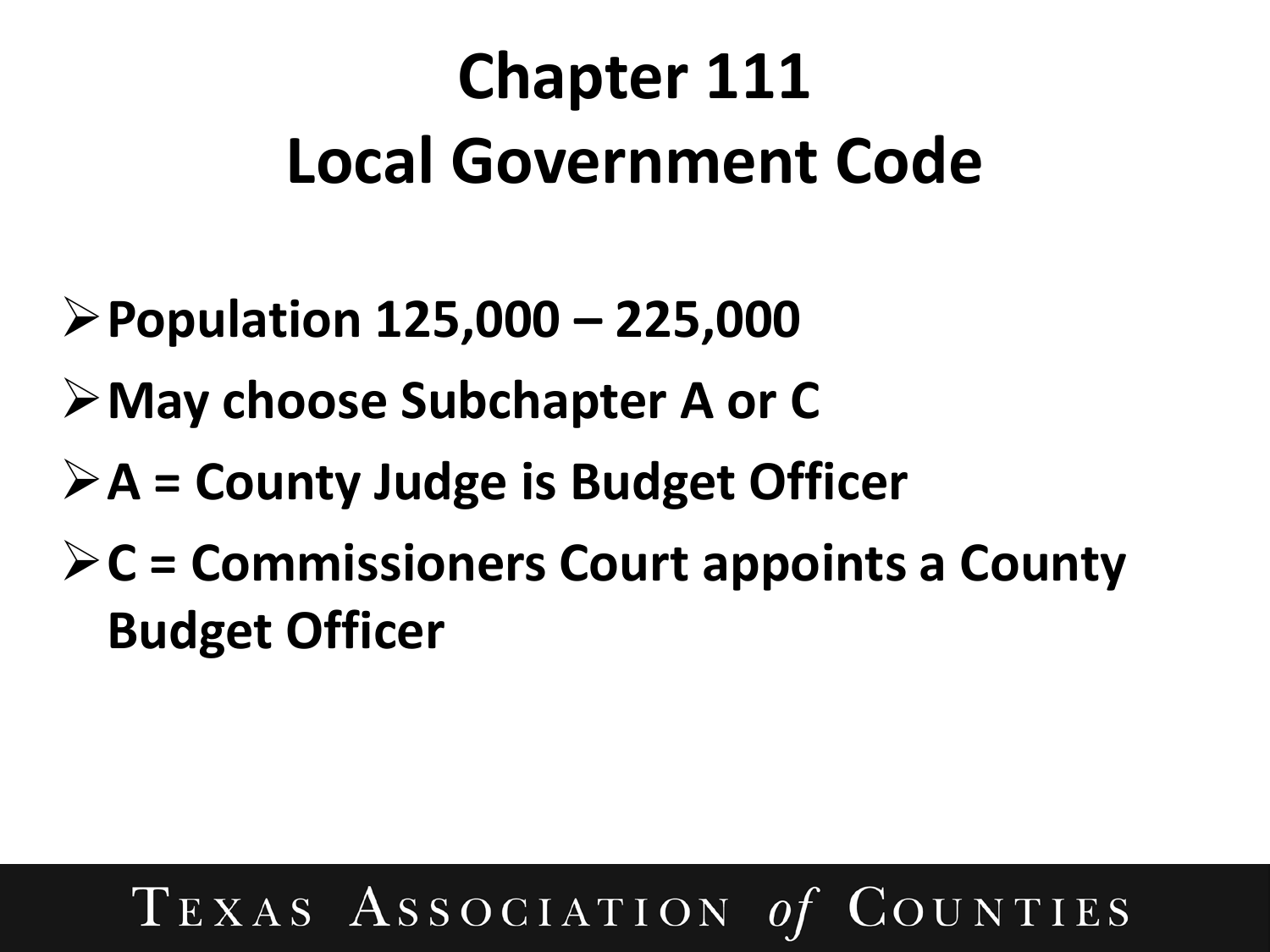# Chapter 111
# Local Government Code

- **Population 125,000 – 225,000**
- **May choose Subchapter A or C**
- **A = County Judge is Budget Officer**
- **C = Commissioners Court appoints a County Budget Officer**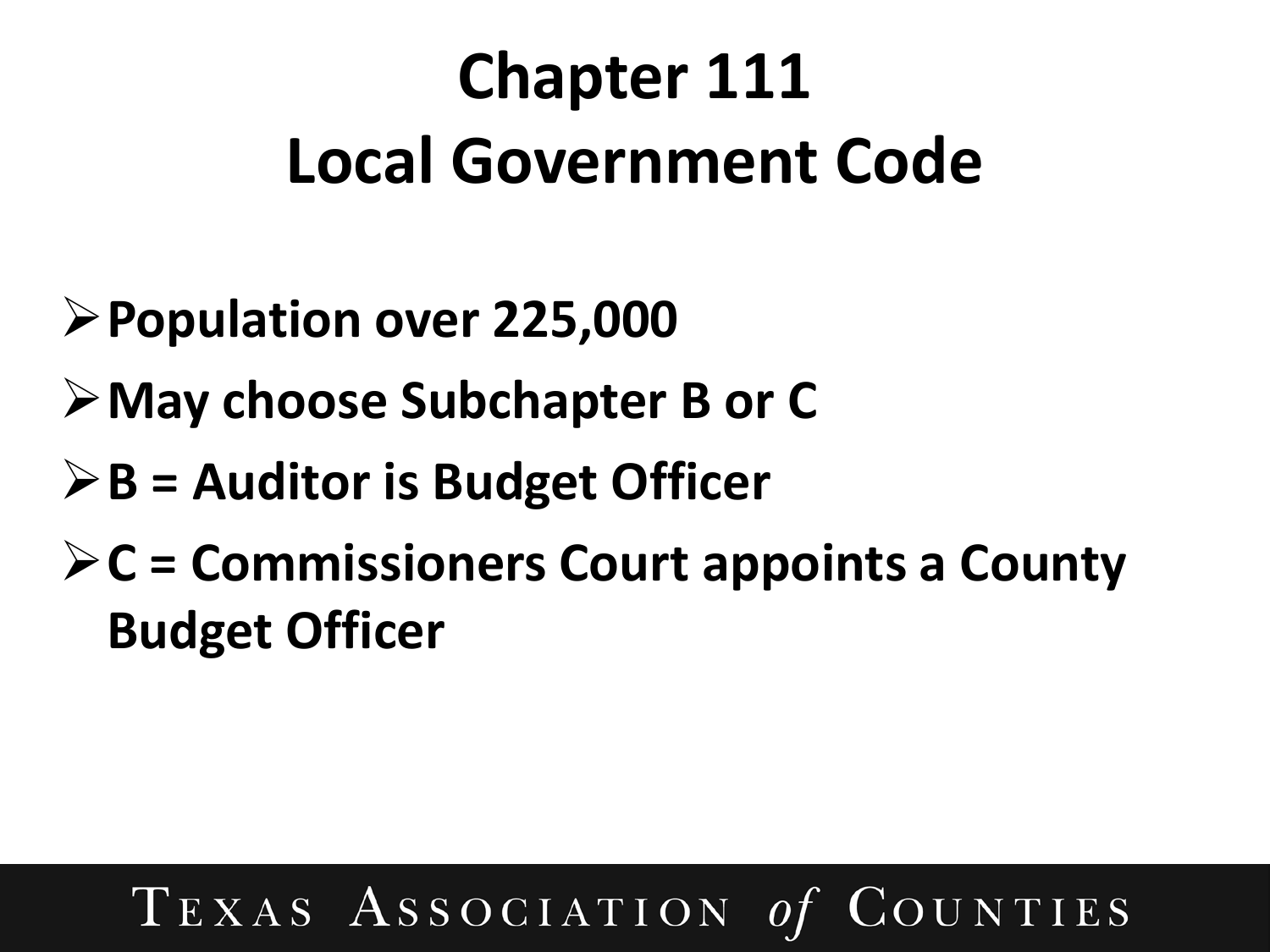# Chapter 111
# Local Government Code

- **Population over 225,000**
- **May choose Subchapter B or C**
- **B = Auditor is Budget Officer**
- **C = Commissioners Court appoints a County Budget Officer**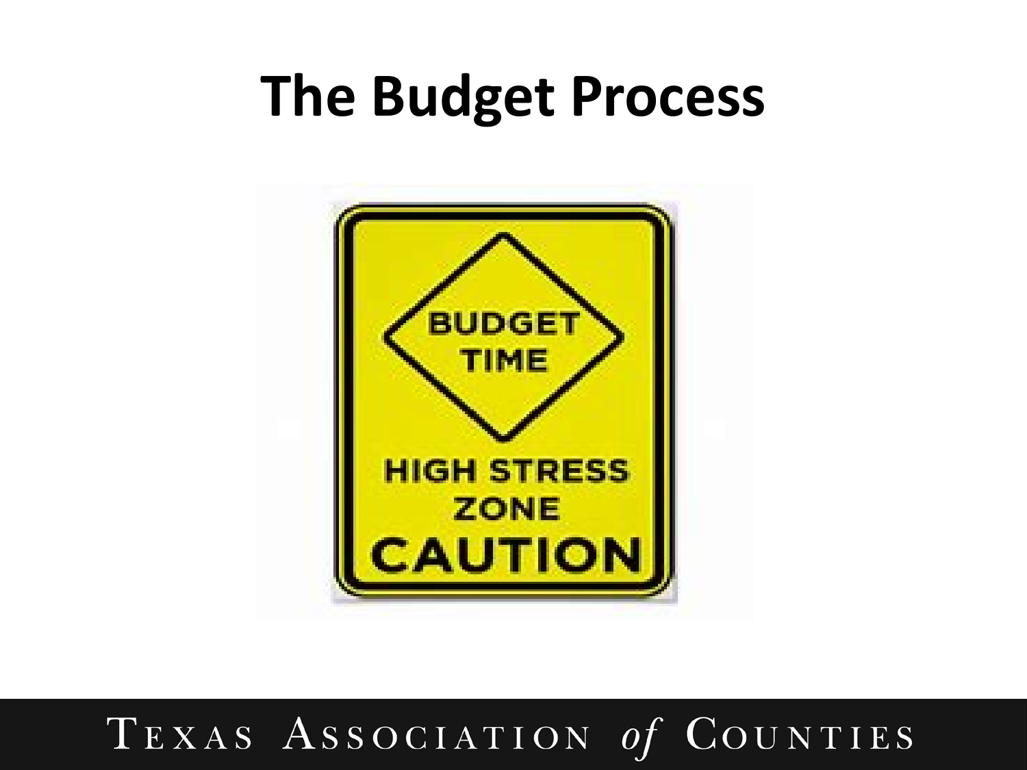# The Budget Process

BUDGET TIME

HIGH STRESS ZONE

CAUTION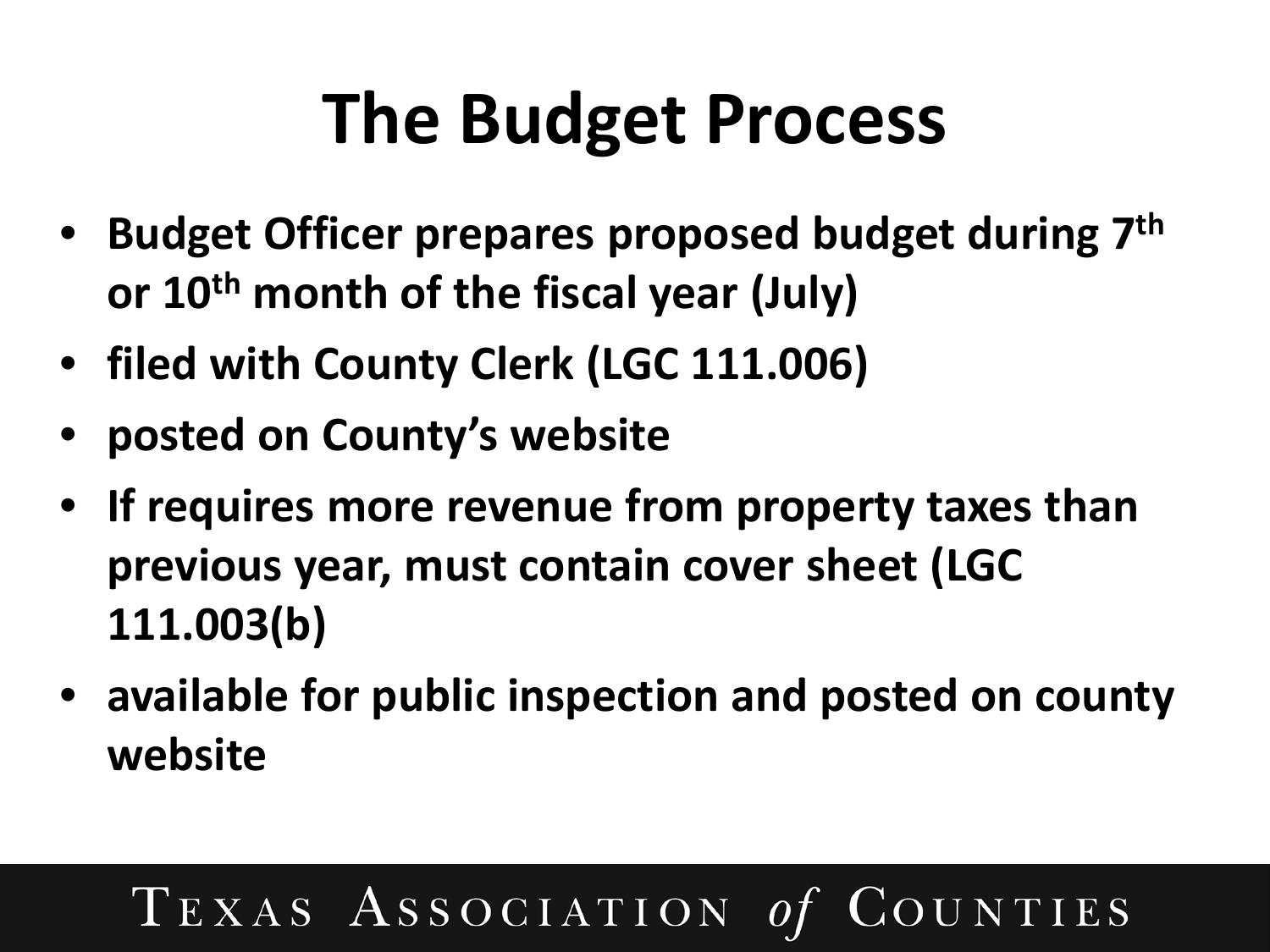# The Budget Process

- Budget Officer prepares proposed budget during 7th or 10th month of the fiscal year (July)
- filed with County Clerk (LGC 111.006)
- posted on County's website
- If requires more revenue from property taxes than previous year, must contain cover sheet (LGC 111.003(b)
- available for public inspection and posted on county website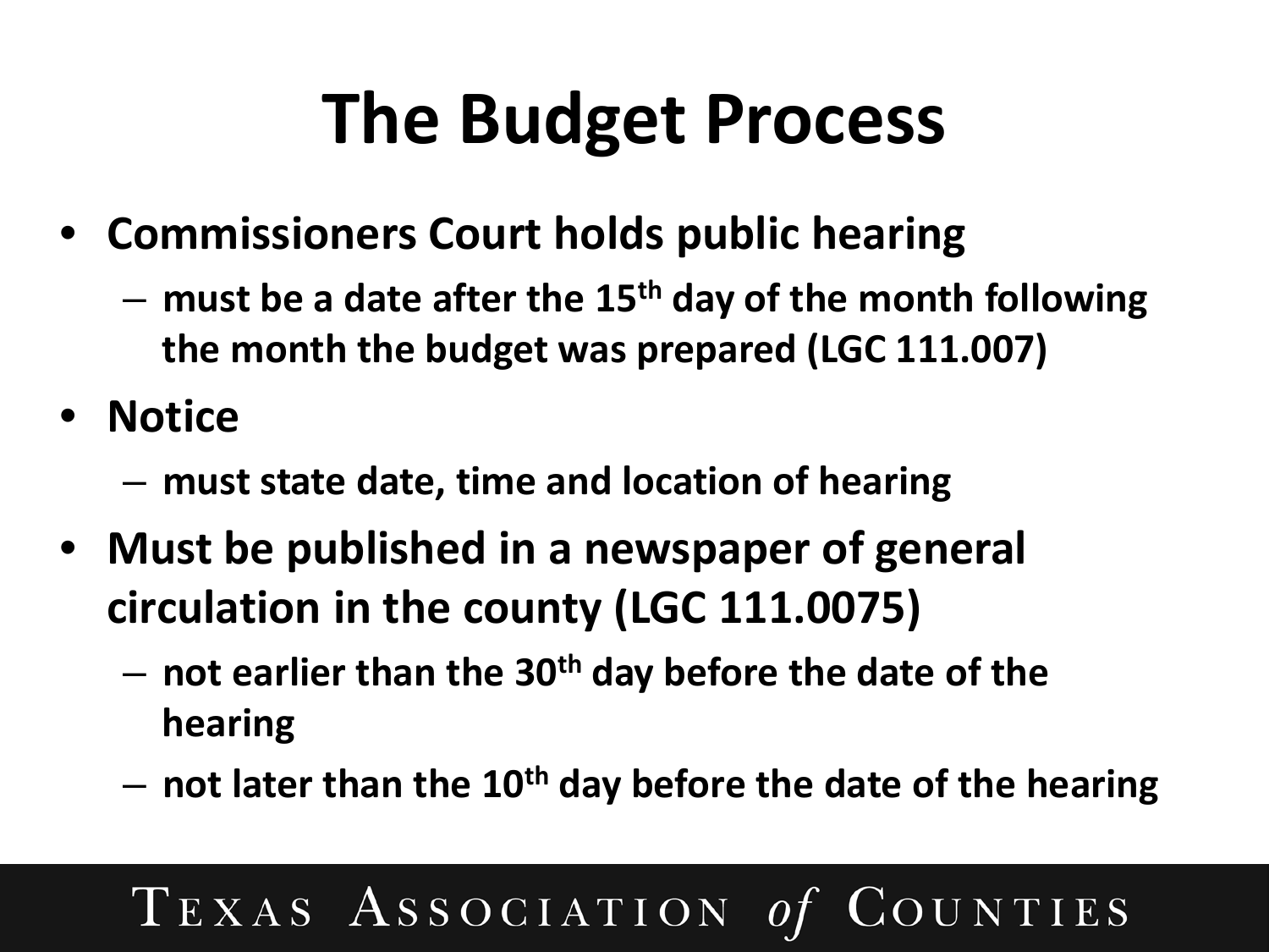# The Budget Process

- **Commissioners Court holds public hearing**
  - **must be a date after the 15th day of the month following the month the budget was prepared (LGC 111.007)**
- **Notice**
  - **must state date, time and location of hearing**
- **Must be published in a newspaper of general circulation in the county (LGC 111.0075)**
  - **not earlier than the 30th day before the date of the hearing**
  - **not later than the 10th day before the date of the hearing**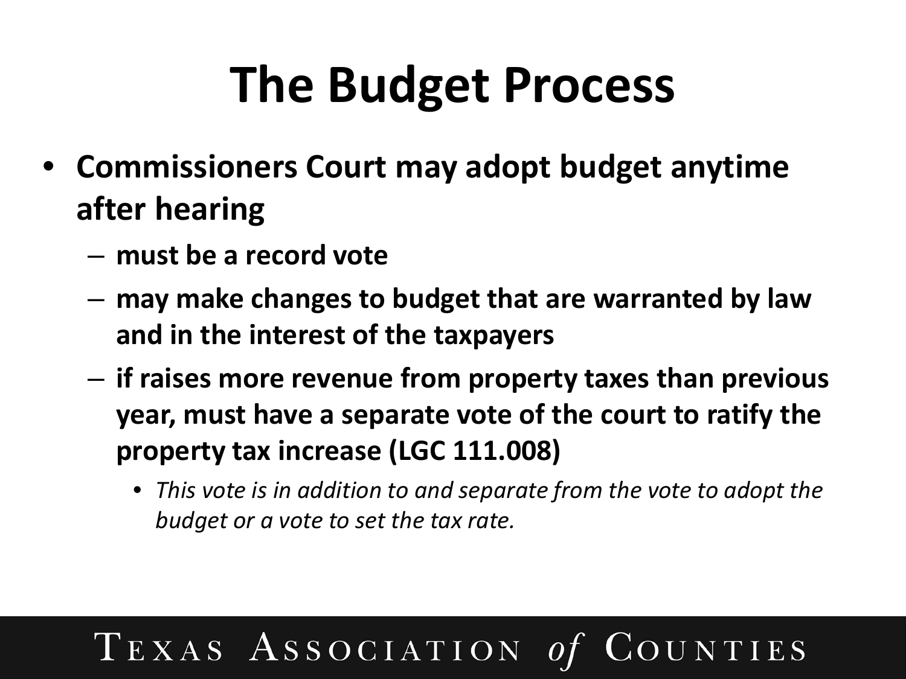# The Budget Process

- **Commissioners Court may adopt budget anytime after hearing**
  - **must be a record vote**
  - **may make changes to budget that are warranted by law and in the interest of the taxpayers**
  - **if raises more revenue from property taxes than previous year, must have a separate vote of the court to ratify the property tax increase (LGC 111.008)**
    - *This vote is in addition to and separate from the vote to adopt the budget or a vote to set the tax rate.*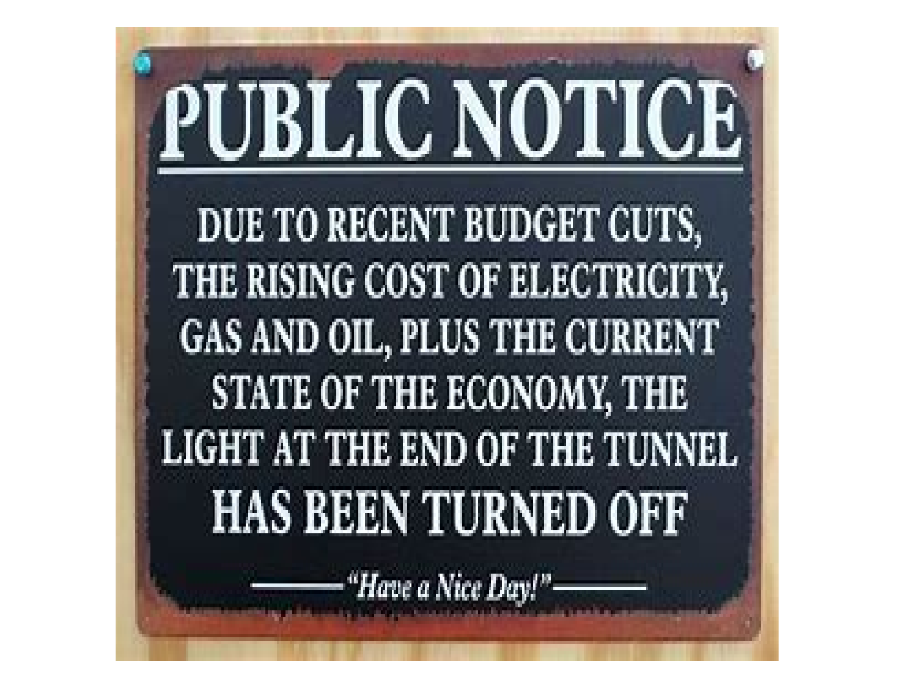# PUBLIC NOTICE

DUE TO RECENT BUDGET CUTS, THE RISING COST OF ELECTRICITY, GAS AND OIL, PLUS THE CURRENT STATE OF THE ECONOMY, THE LIGHT AT THE END OF THE TUNNEL

**HAS BEEN TURNED OFF**

*"Have a Nice Day!"*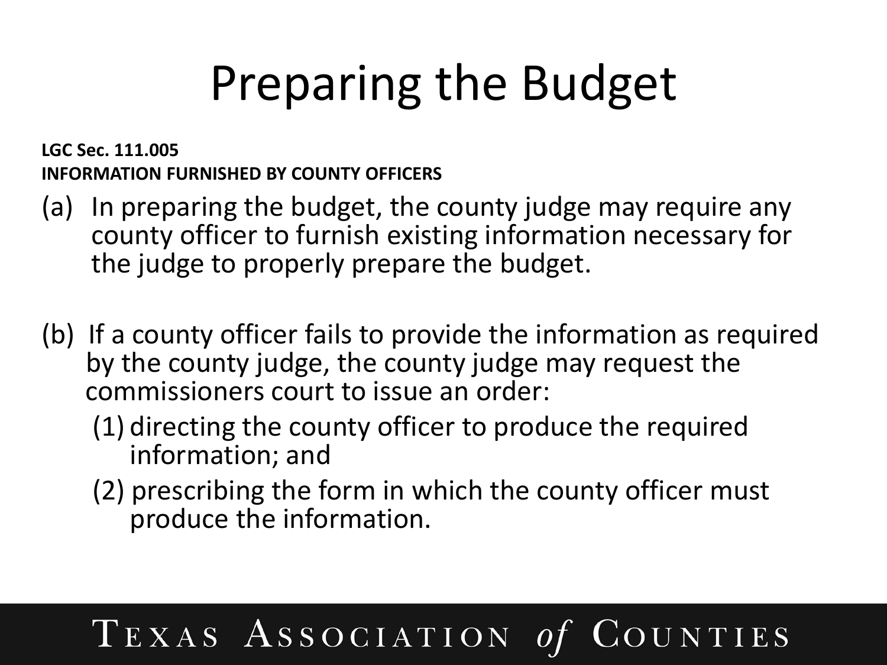# Preparing the Budget

**LGC Sec. 111.005**
**INFORMATION FURNISHED BY COUNTY OFFICERS**

(a) In preparing the budget, the county judge may require any county officer to furnish existing information necessary for the judge to properly prepare the budget.

(b) If a county officer fails to provide the information as required by the county judge, the county judge may request the commissioners court to issue an order:

(1) directing the county officer to produce the required information; and

(2) prescribing the form in which the county officer must produce the information.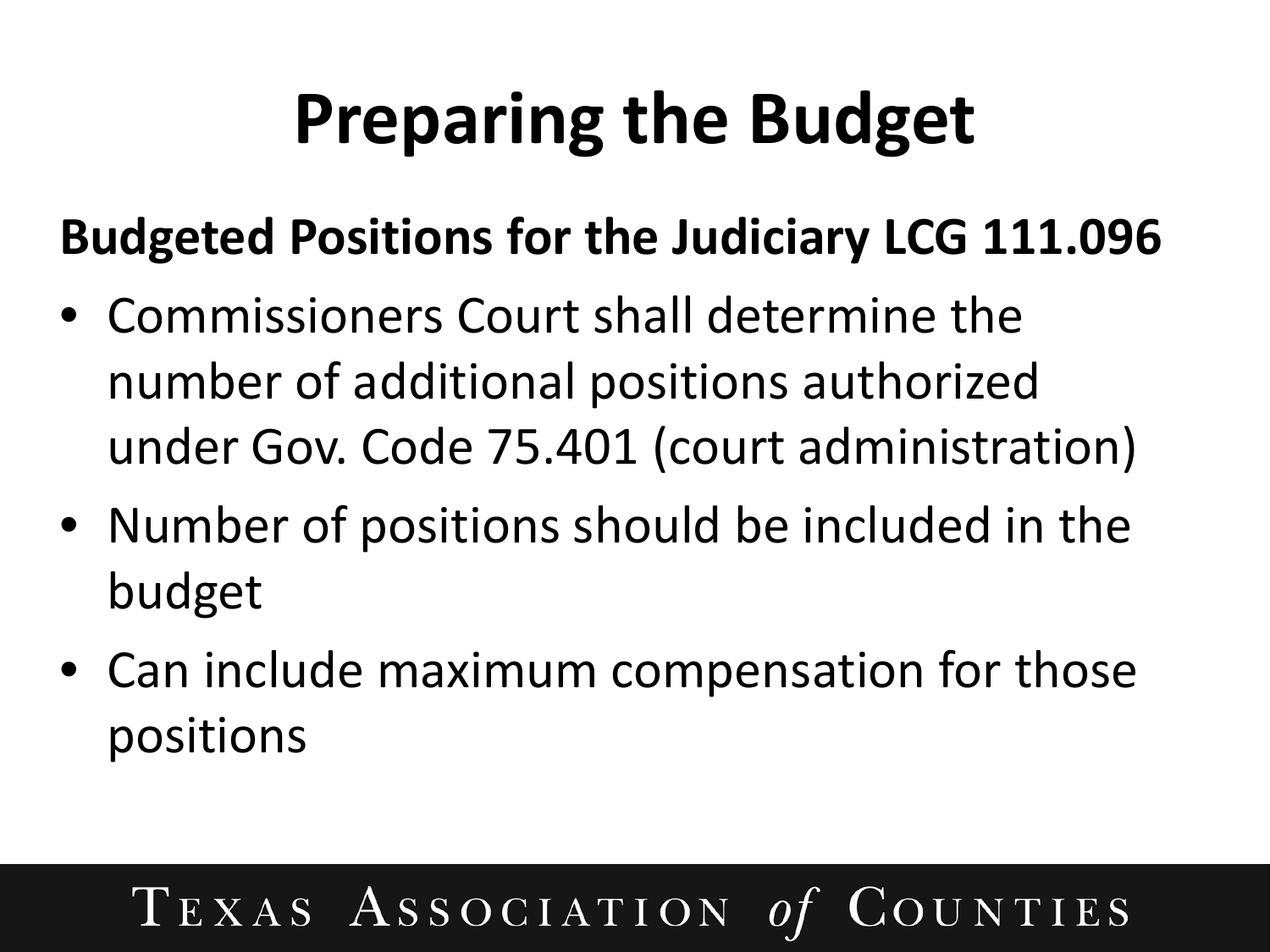# Preparing the Budget

**Budgeted Positions for the Judiciary LCG 111.096**

- Commissioners Court shall determine the number of additional positions authorized under Gov. Code 75.401 (court administration)
- Number of positions should be included in the budget
- Can include maximum compensation for those positions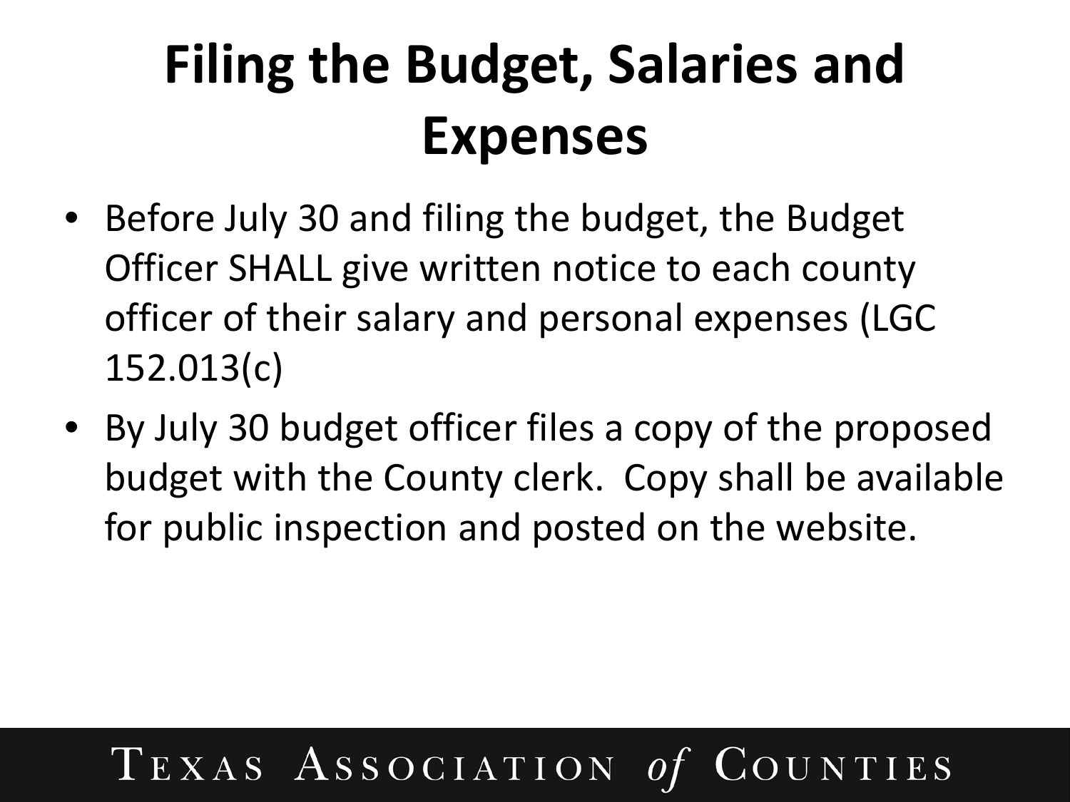# Filing the Budget, Salaries and Expenses

- Before July 30 and filing the budget, the Budget Officer SHALL give written notice to each county officer of their salary and personal expenses (LGC 152.013(c)
- By July 30 budget officer files a copy of the proposed budget with the County clerk. Copy shall be available for public inspection and posted on the website.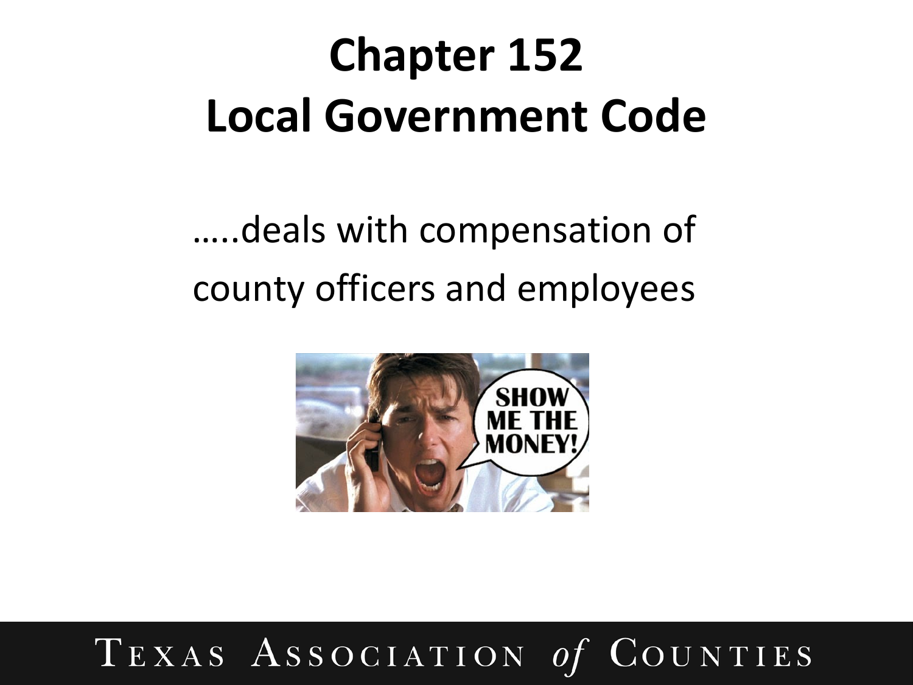# Chapter 152
# Local Government Code

…..deals with compensation of county officers and employees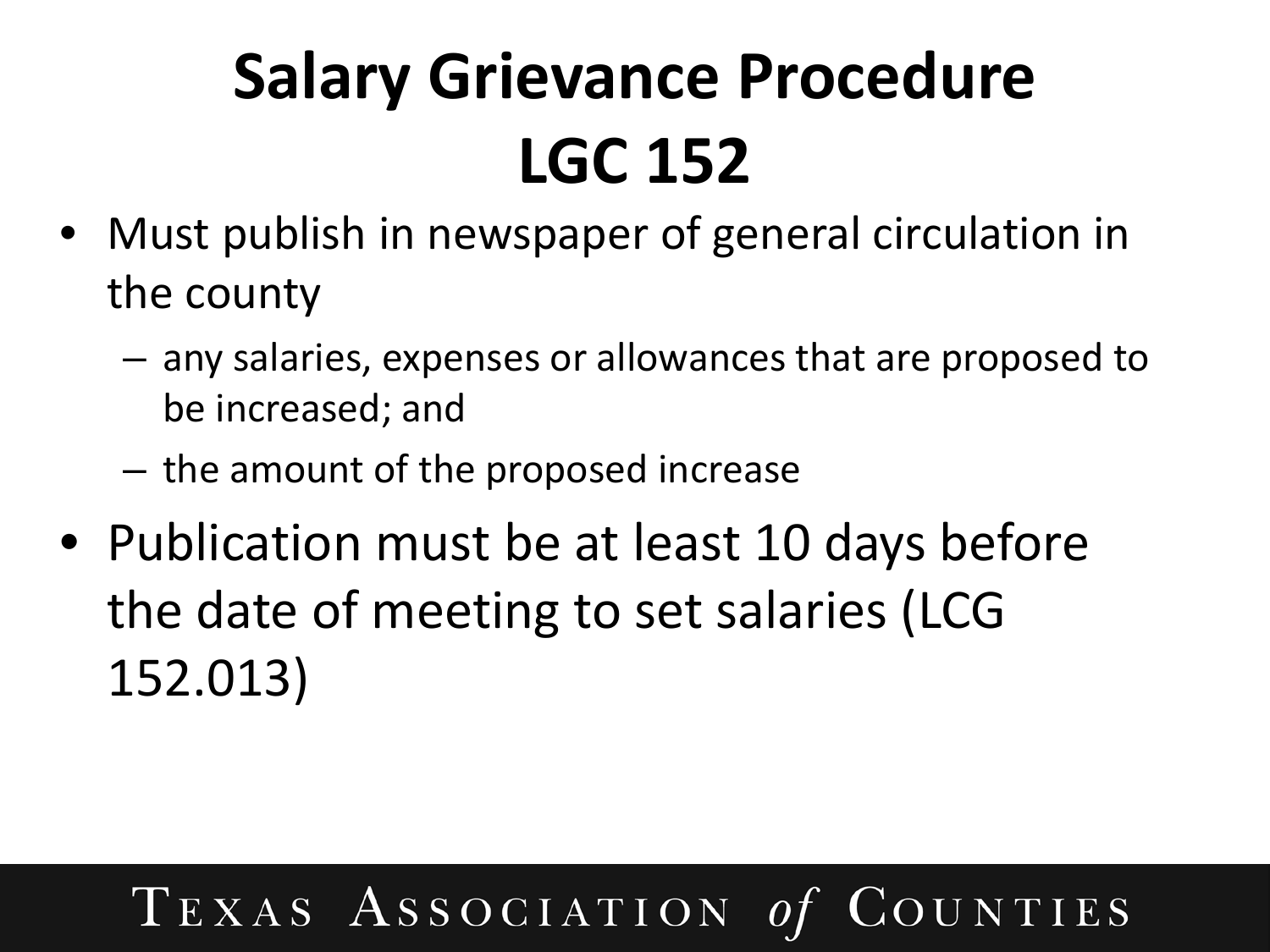# Salary Grievance Procedure LGC 152

- Must publish in newspaper of general circulation in the county
  - any salaries, expenses or allowances that are proposed to be increased; and
  - the amount of the proposed increase
- Publication must be at least 10 days before the date of meeting to set salaries (LCG 152.013)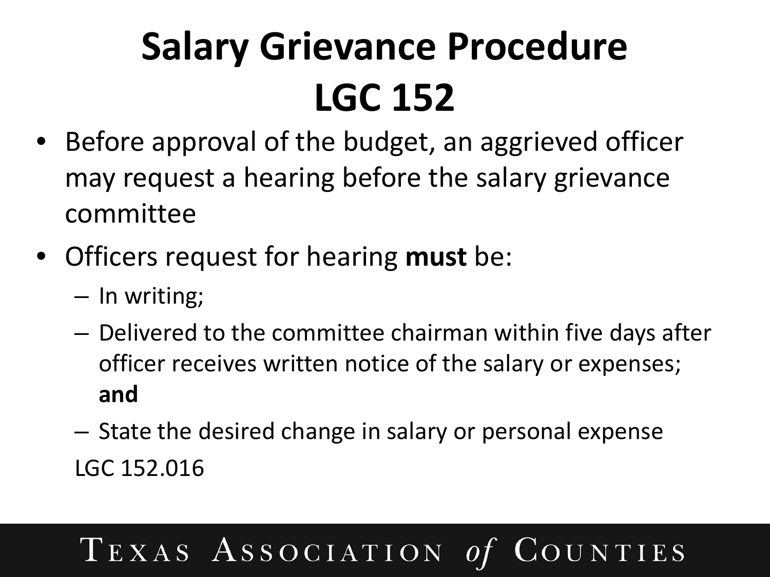# Salary Grievance Procedure LGC 152

- Before approval of the budget, an aggrieved officer may request a hearing before the salary grievance committee
- Officers request for hearing **must** be:
  - In writing;
  - Delivered to the committee chairman within five days after officer receives written notice of the salary or expenses; **and**
  - State the desired change in salary or personal expense

LGC 152.016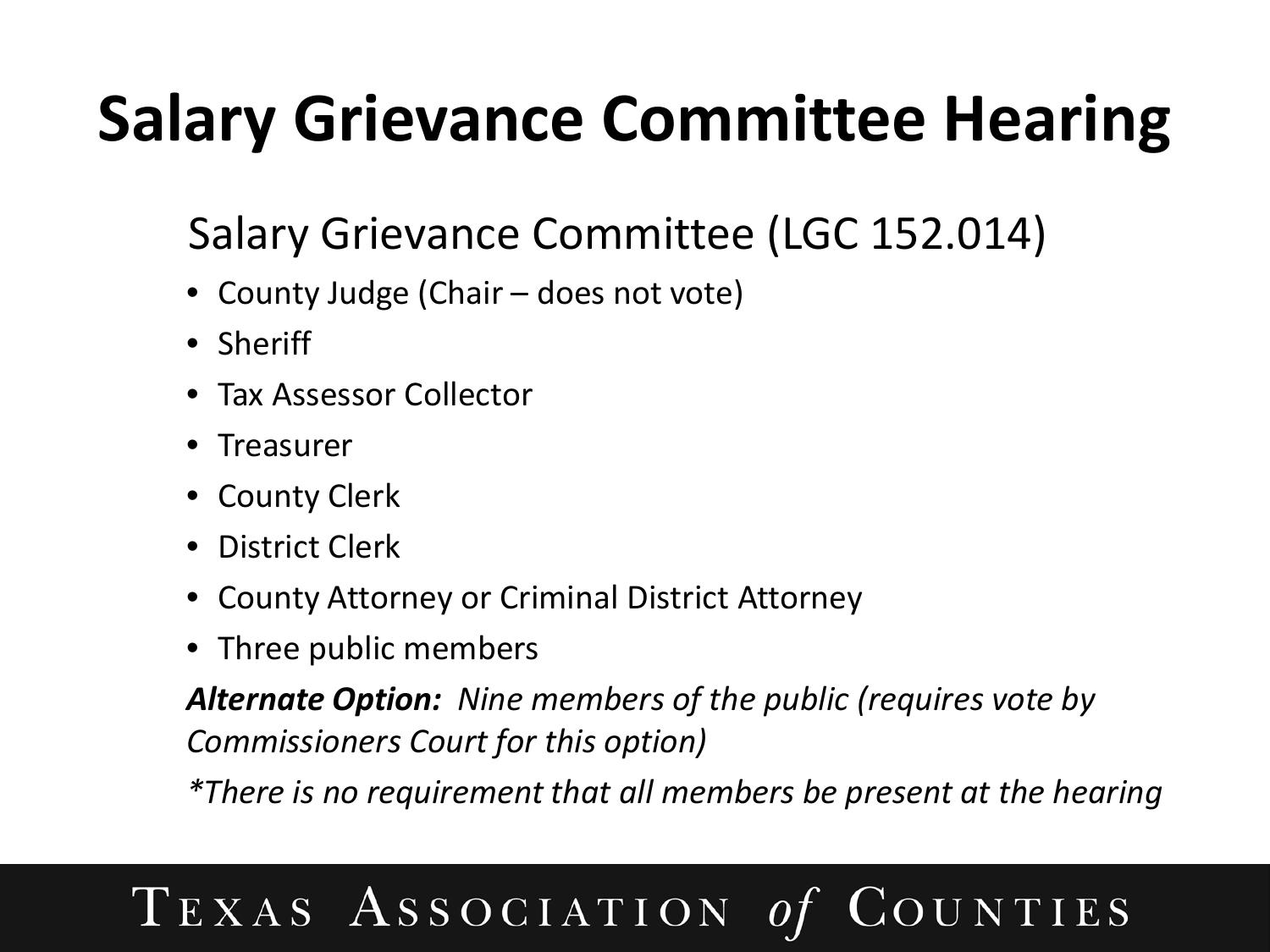# Salary Grievance Committee Hearing

## Salary Grievance Committee (LGC 152.014)

- County Judge (Chair – does not vote)
- Sheriff
- Tax Assessor Collector
- Treasurer
- County Clerk
- District Clerk
- County Attorney or Criminal District Attorney
- Three public members

***Alternate Option:*** *Nine members of the public (requires vote by Commissioners Court for this option)*

*\*There is no requirement that all members be present at the hearing*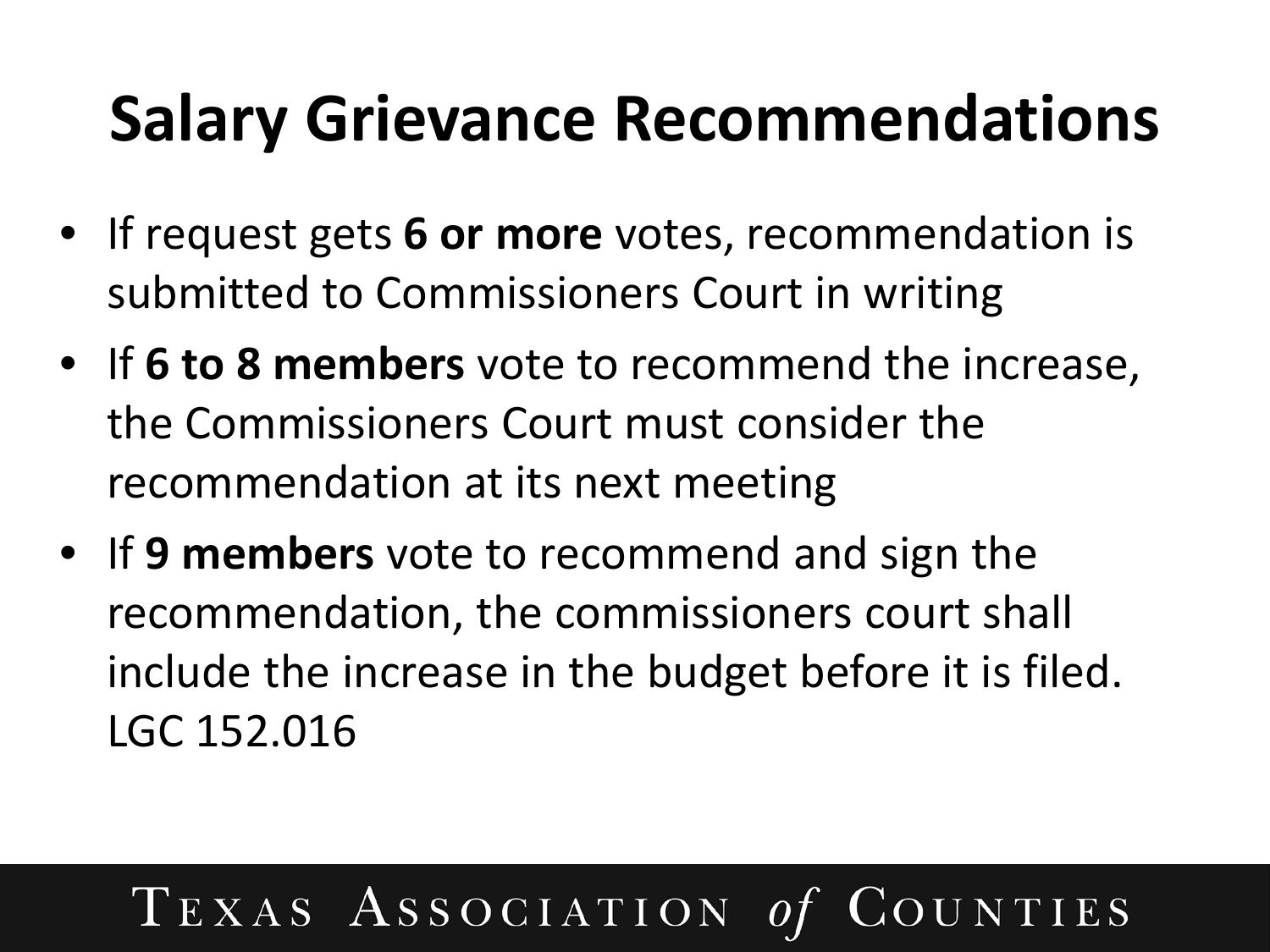# Salary Grievance Recommendations

- If request gets **6 or more** votes, recommendation is submitted to Commissioners Court in writing
- If **6 to 8 members** vote to recommend the increase, the Commissioners Court must consider the recommendation at its next meeting
- If **9 members** vote to recommend and sign the recommendation, the commissioners court shall include the increase in the budget before it is filed. LGC 152.016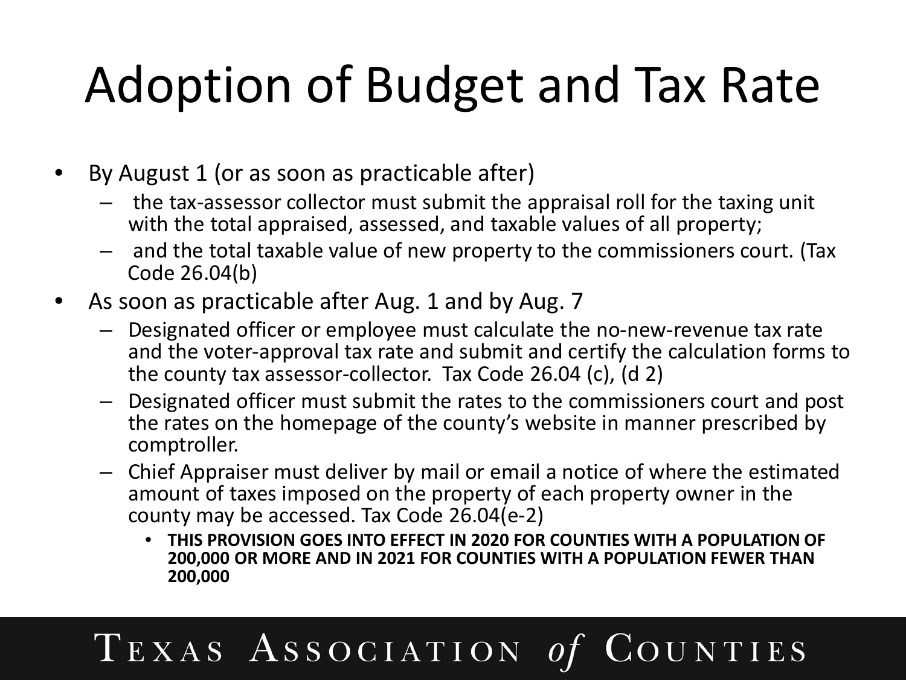# Adoption of Budget and Tax Rate

- By August 1 (or as soon as practicable after)
  - the tax-assessor collector must submit the appraisal roll for the taxing unit with the total appraised, assessed, and taxable values of all property;
  - and the total taxable value of new property to the commissioners court. (Tax Code 26.04(b)
- As soon as practicable after Aug. 1 and by Aug. 7
  - Designated officer or employee must calculate the no-new-revenue tax rate and the voter-approval tax rate and submit and certify the calculation forms to the county tax assessor-collector. Tax Code 26.04 (c), (d 2)
  - Designated officer must submit the rates to the commissioners court and post the rates on the homepage of the county's website in manner prescribed by comptroller.
  - Chief Appraiser must deliver by mail or email a notice of where the estimated amount of taxes imposed on the property of each property owner in the county may be accessed. Tax Code 26.04(e-2)
    - **THIS PROVISION GOES INTO EFFECT IN 2020 FOR COUNTIES WITH A POPULATION OF 200,000 OR MORE AND IN 2021 FOR COUNTIES WITH A POPULATION FEWER THAN 200,000**

Texas Association of Counties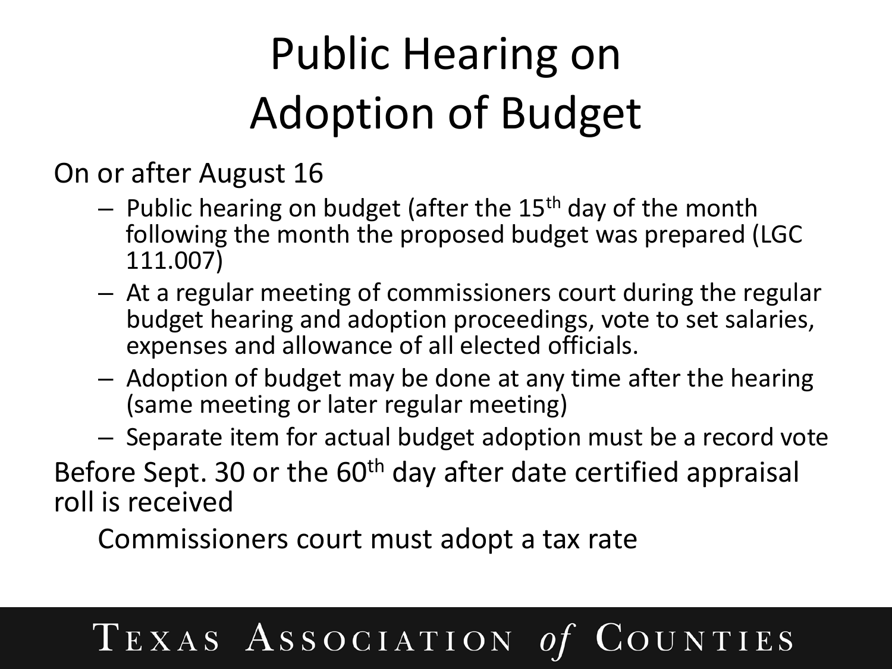# Public Hearing on Adoption of Budget

On or after August 16

- Public hearing on budget (after the $15^{th}$ day of the month following the month the proposed budget was prepared (LGC 111.007)
- At a regular meeting of commissioners court during the regular budget hearing and adoption proceedings, vote to set salaries, expenses and allowance of all elected officials.
- Adoption of budget may be done at any time after the hearing (same meeting or later regular meeting)
- Separate item for actual budget adoption must be a record vote

Before Sept. 30 or the $60^{th}$ day after date certified appraisal roll is received

Commissioners court must adopt a tax rate

TEXAS ASSOCIATION *of* COUNTIES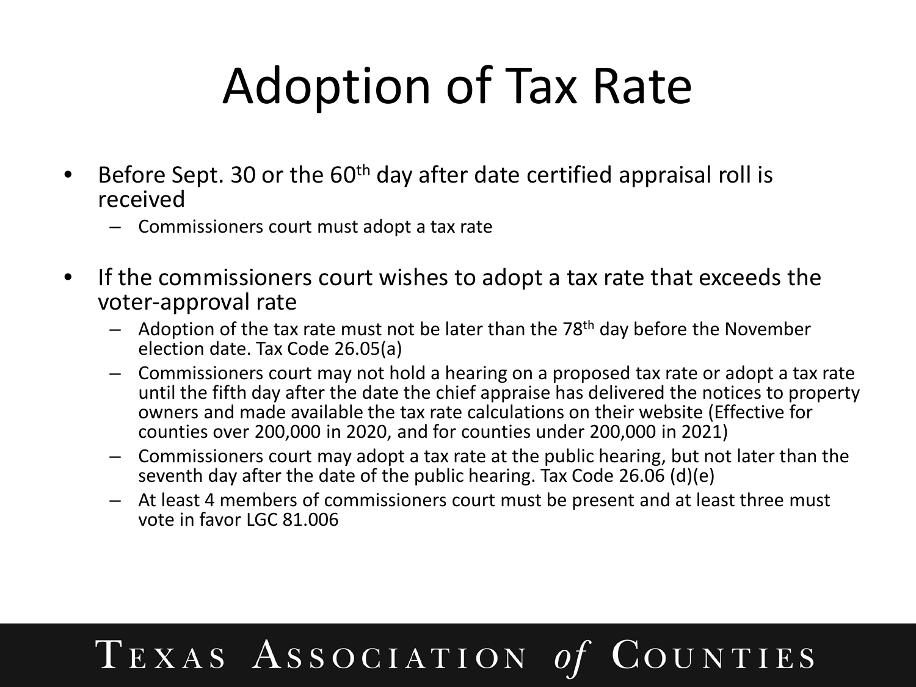# Adoption of Tax Rate

- Before Sept. 30 or the 60th day after date certified appraisal roll is received
  - Commissioners court must adopt a tax rate

- If the commissioners court wishes to adopt a tax rate that exceeds the voter-approval rate
  - Adoption of the tax rate must not be later than the 78th day before the November election date. Tax Code 26.05(a)
  - Commissioners court may not hold a hearing on a proposed tax rate or adopt a tax rate until the fifth day after the date the chief apprise has delivered the notices to property owners and made available the tax rate calculations on their website (Effective for counties over 200,000 in 2020, and for counties under 200,000 in 2021)
  - Commissioners court may adopt a tax rate at the public hearing, but not later than the seventh day after the date of the public hearing. Tax Code 26.06 (d)(e)
  - At least 4 members of commissioners court must be present and at least three must vote in favor LGC 81.006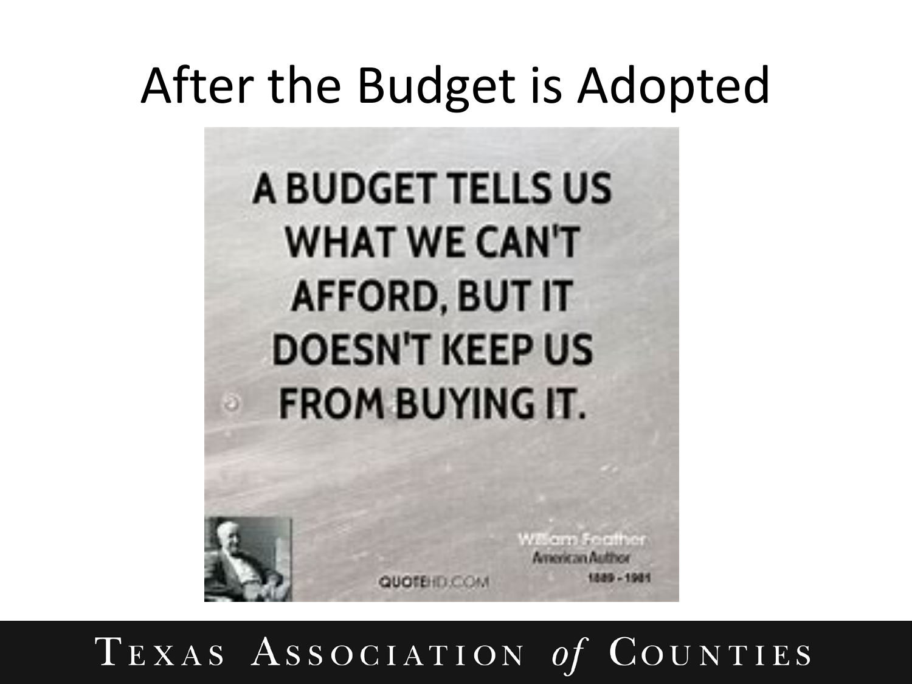# After the Budget is Adopted

A BUDGET TELLS US WHAT WE CAN'T AFFORD, BUT IT DOESN'T KEEP US FROM BUYING IT.

William Feather
American Author
1889 - 1981

QUOTEHD.COM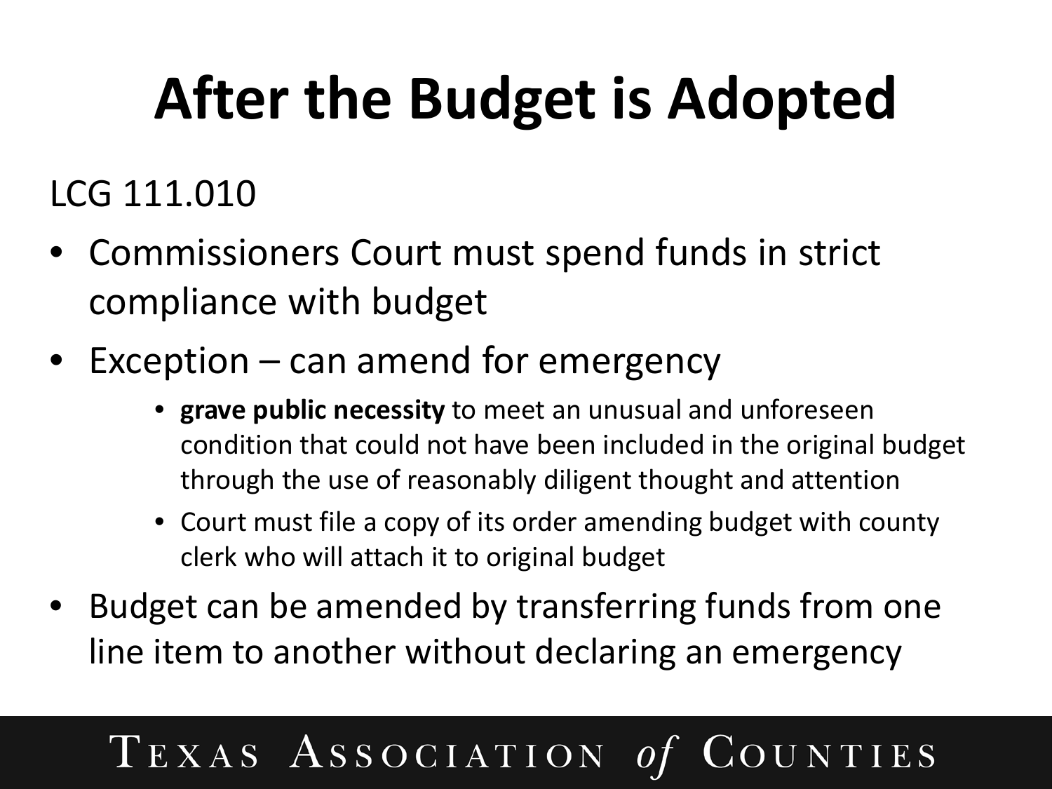# After the Budget is Adopted

LCG 111.010

- Commissioners Court must spend funds in strict compliance with budget
- Exception – can amend for emergency
    - **grave public necessity** to meet an unusual and unforeseen condition that could not have been included in the original budget through the use of reasonably diligent thought and attention
    - Court must file a copy of its order amending budget with county clerk who will attach it to original budget
- Budget can be amended by transferring funds from one line item to another without declaring an emergency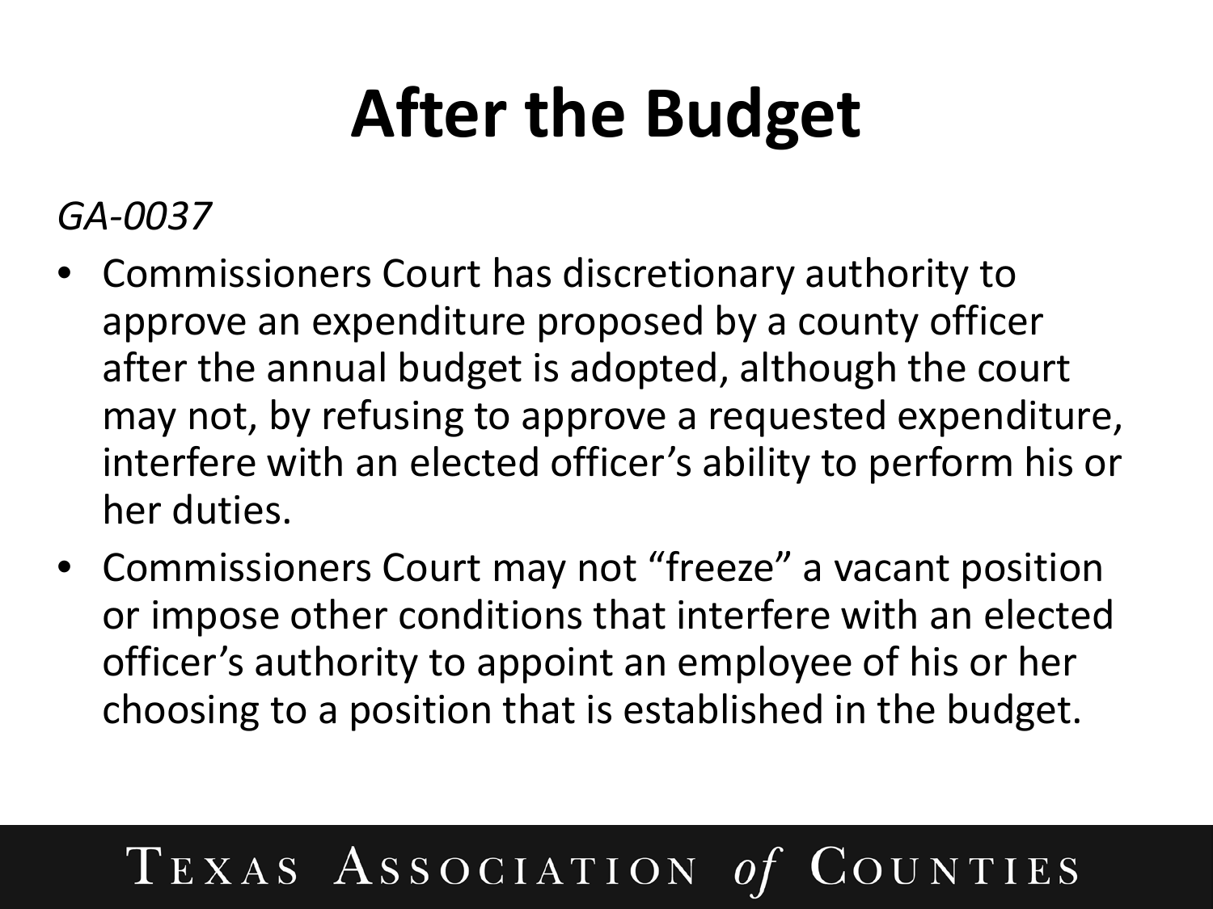# After the Budget

*GA-0037*

- Commissioners Court has discretionary authority to approve an expenditure proposed by a county officer after the annual budget is adopted, although the court may not, by refusing to approve a requested expenditure, interfere with an elected officer's ability to perform his or her duties.
- Commissioners Court may not "freeze" a vacant position or impose other conditions that interfere with an elected officer's authority to appoint an employee of his or her choosing to a position that is established in the budget.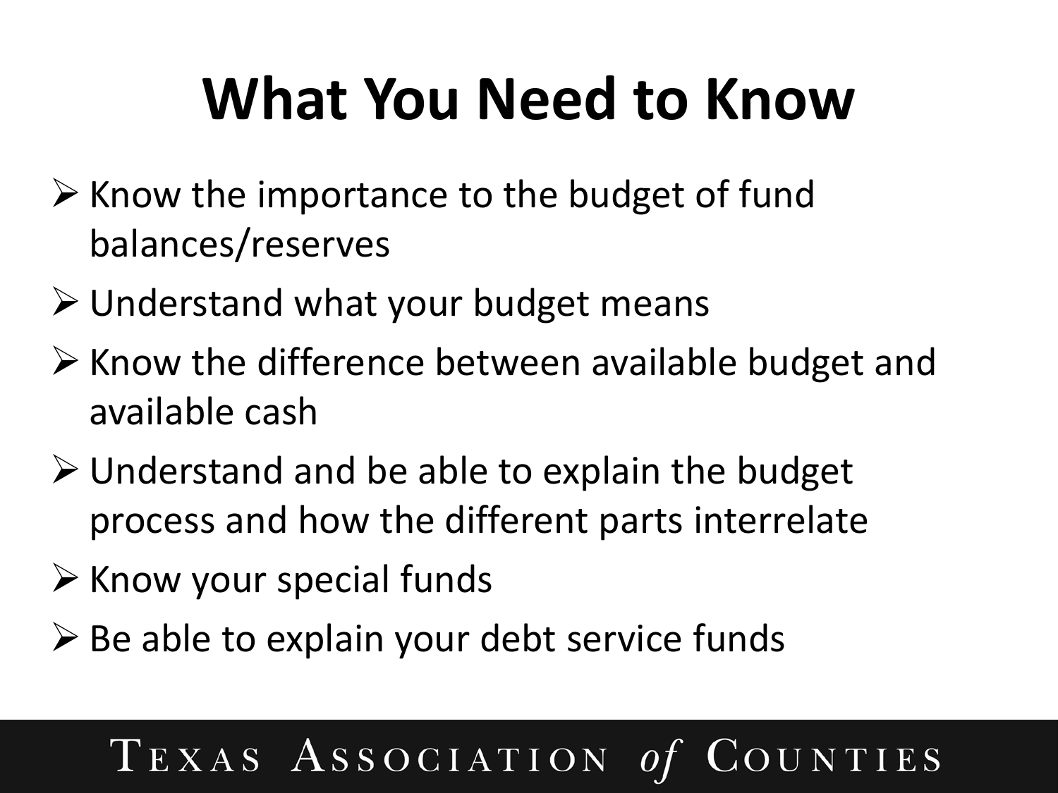# What You Need to Know

- Know the importance to the budget of fund balances/reserves
- Understand what your budget means
- Know the difference between available budget and available cash
- Understand and be able to explain the budget process and how the different parts interrelate
- Know your special funds
- Be able to explain your debt service funds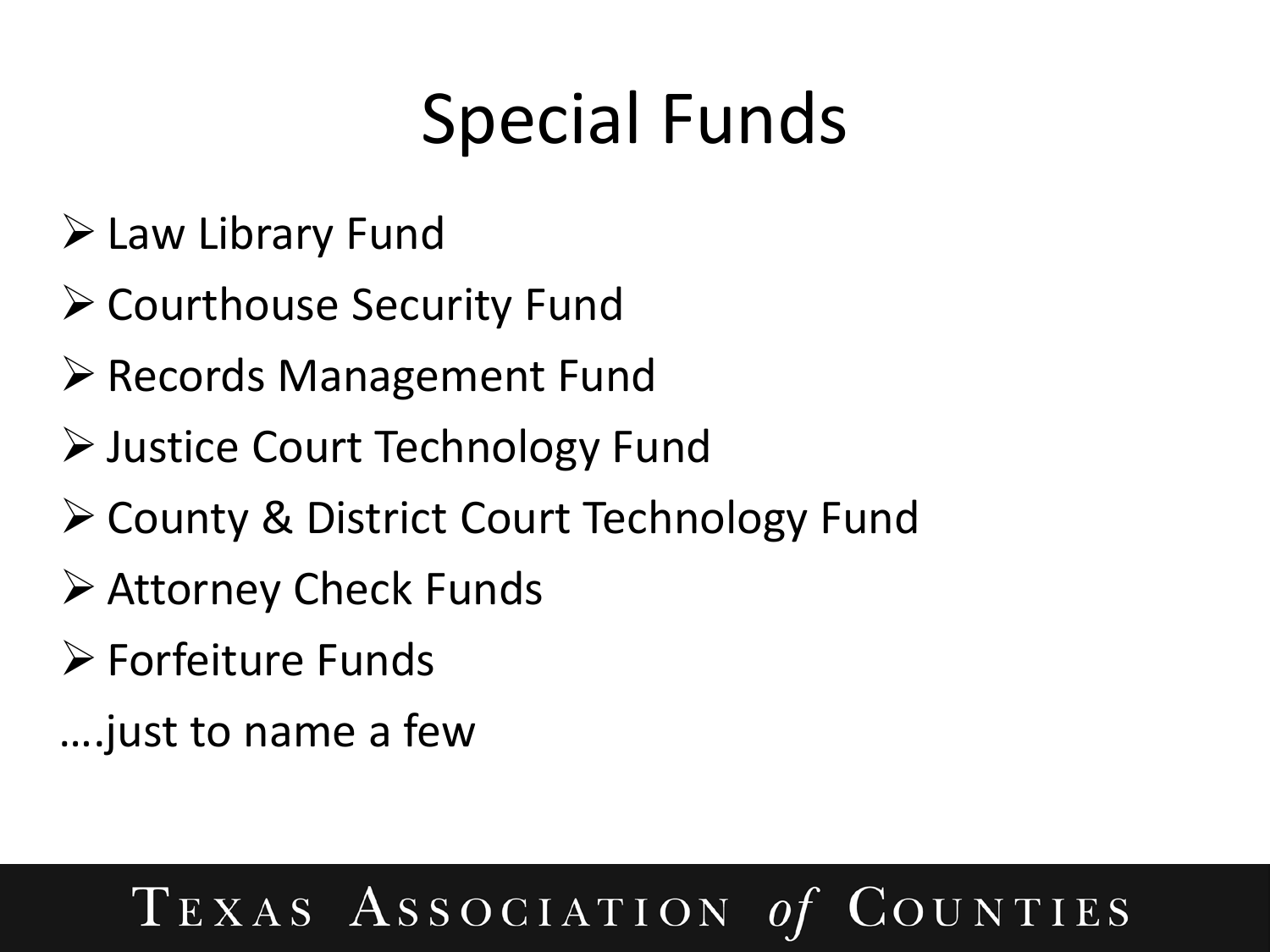# Special Funds

- Law Library Fund
- Courthouse Security Fund
- Records Management Fund
- Justice Court Technology Fund
- County & District Court Technology Fund
- Attorney Check Funds
- Forfeiture Funds

….just to name a few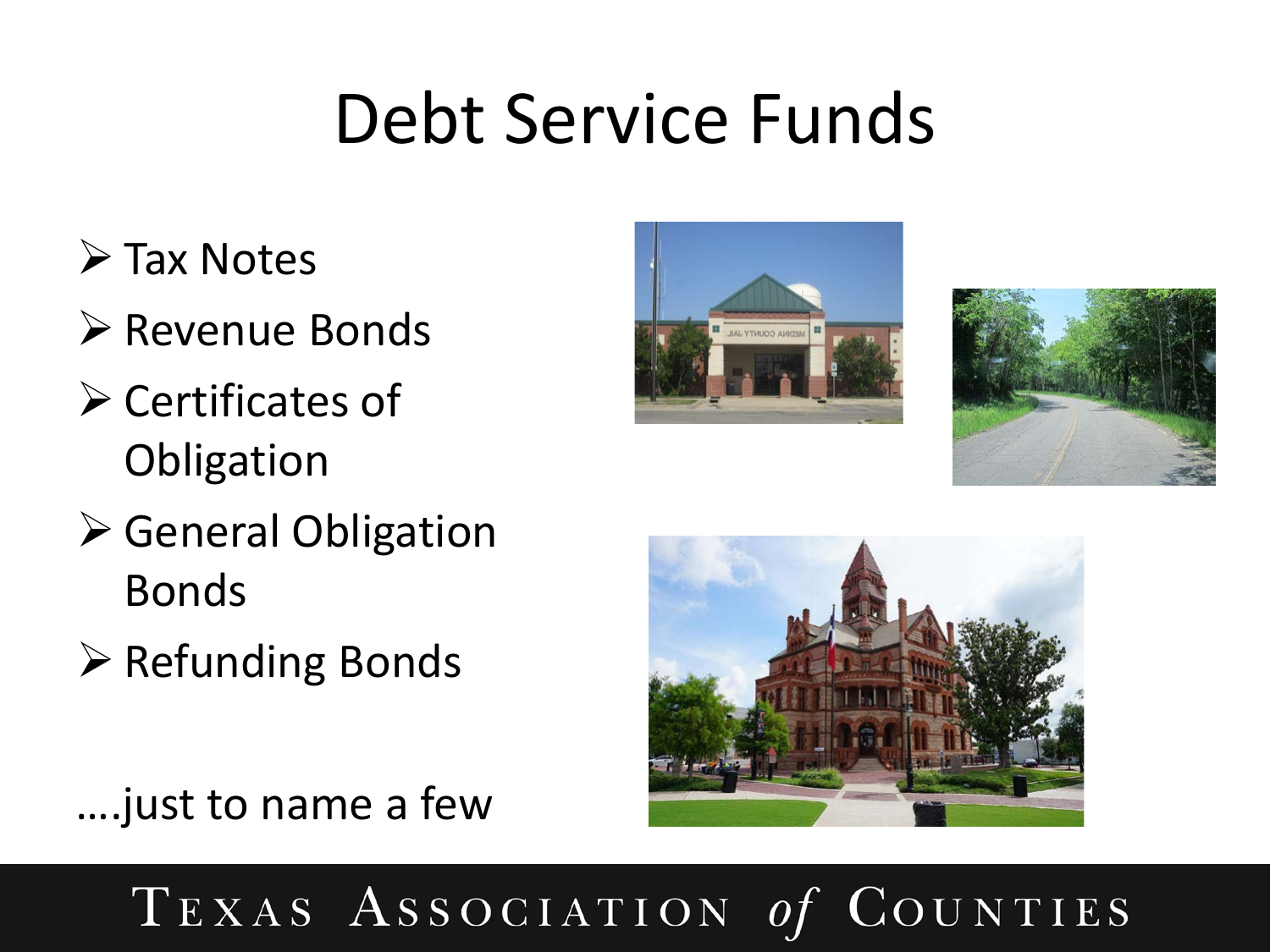# Debt Service Funds

- Tax Notes
- Revenue Bonds
- Certificates of Obligation
- General Obligation Bonds
- Refunding Bonds

….just to name a few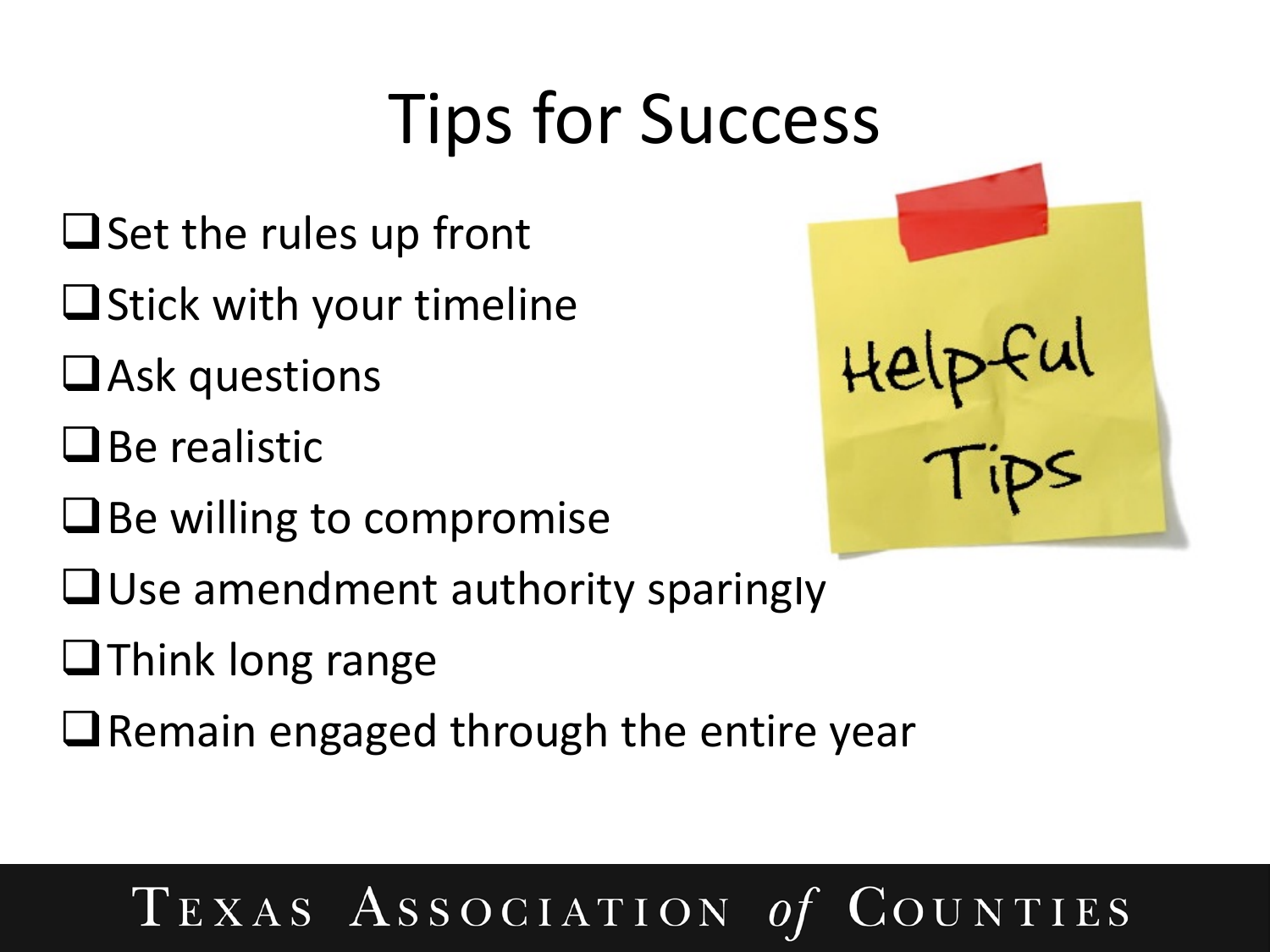# Tips for Success

- ❑ Set the rules up front
- ❑ Stick with your timeline
- ❑ Ask questions
- ❑ Be realistic
- ❑ Be willing to compromise
- ❑ Use amendment authority sparingly
- ❑ Think long range
- ❑ Remain engaged through the entire year

Helpful Tips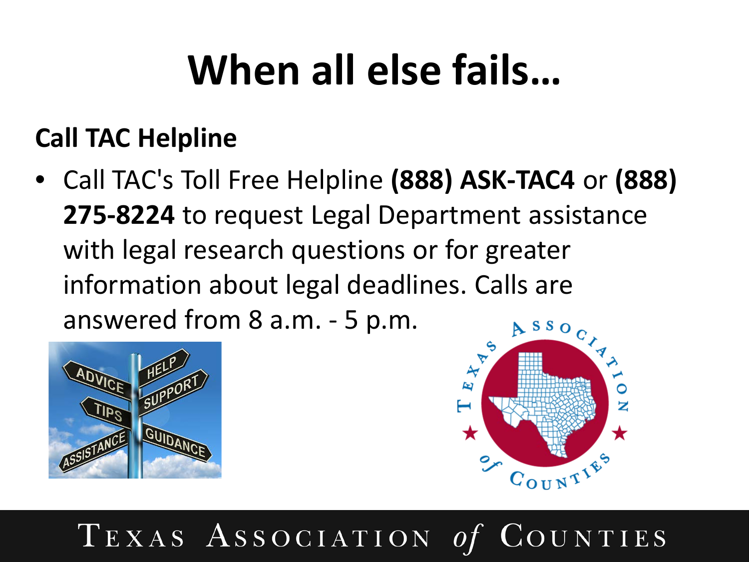# When all else fails…

**Call TAC Helpline**

- Call TAC's Toll Free Helpline **(888) ASK-TAC4** or **(888) 275-8224** to request Legal Department assistance with legal research questions or for greater information about legal deadlines. Calls are answered from 8 a.m. - 5 p.m.